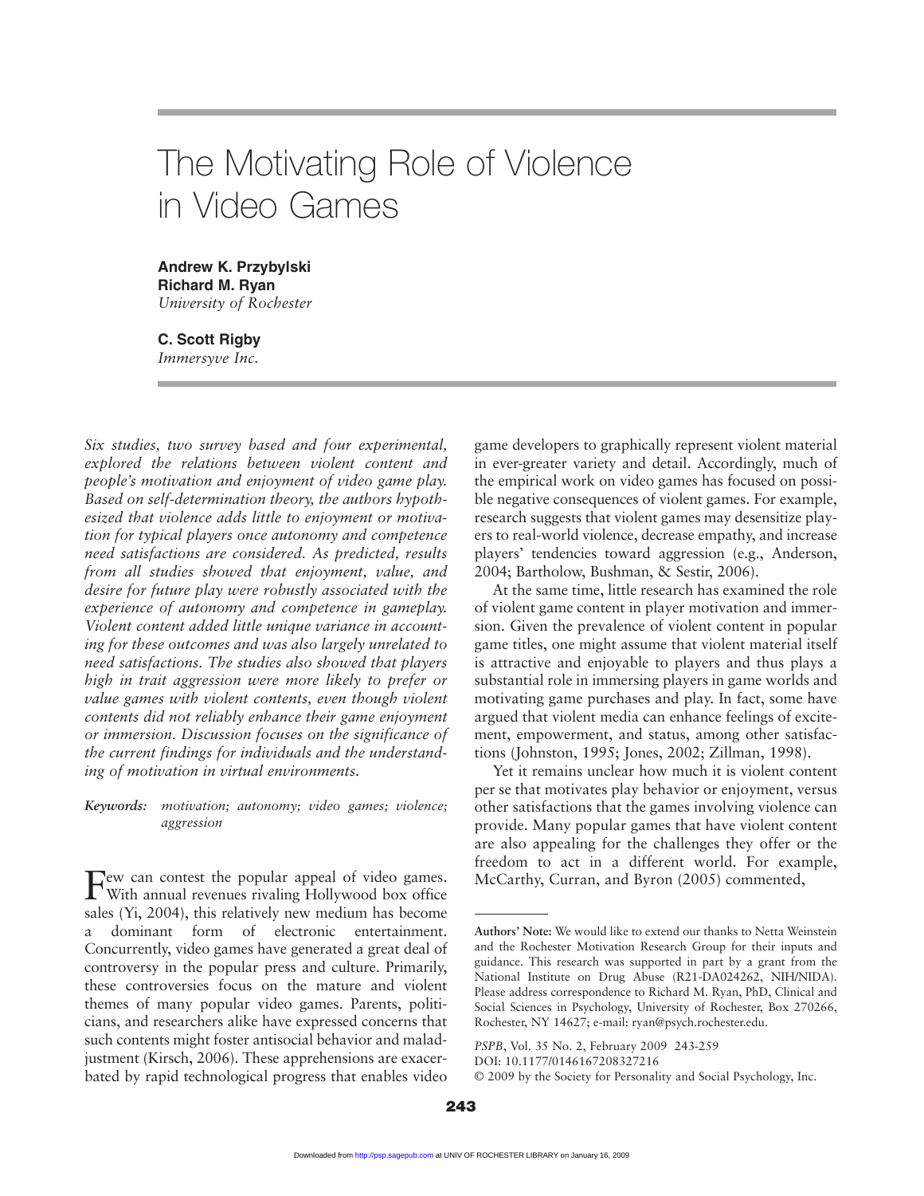# The Motivating Role of Violence in Video Games

**Andrew K. Przybylski**
**Richard M. Ryan**
*University of Rochester*

**C. Scott Rigby**
*Immersyve Inc.*

*Six studies, two survey based and four experimental, explored the relations between violent content and people's motivation and enjoyment of video game play. Based on self-determination theory, the authors hypothesized that violence adds little to enjoyment or motivation for typical players once autonomy and competence need satisfactions are considered. As predicted, results from all studies showed that enjoyment, value, and desire for future play were robustly associated with the experience of autonomy and competence in gameplay. Violent content added little unique variance in accounting for these outcomes and was also largely unrelated to need satisfactions. The studies also showed that players high in trait aggression were more likely to prefer or value games with violent contents, even though violent contents did not reliably enhance their game enjoyment or immersion. Discussion focuses on the significance of the current findings for individuals and the understanding of motivation in virtual environments.*

*Keywords:* *motivation; autonomy; video games; violence; aggression*

Few can contest the popular appeal of video games. With annual revenues rivaling Hollywood box office sales (Yi, 2004), this relatively new medium has become a dominant form of electronic entertainment. Concurrently, video games have generated a great deal of controversy in the popular press and culture. Primarily, these controversies focus on the mature and violent themes of many popular video games. Parents, politicians, and researchers alike have expressed concerns that such contents might foster antisocial behavior and maladjustment (Kirsch, 2006). These apprehensions are exacerbated by rapid technological progress that enables video game developers to graphically represent violent material in ever-greater variety and detail. Accordingly, much of the empirical work on video games has focused on possible negative consequences of violent games. For example, research suggests that violent games may desensitize players to real-world violence, decrease empathy, and increase players' tendencies toward aggression (e.g., Anderson, 2004; Bartholow, Bushman, & Sestir, 2006).

At the same time, little research has examined the role of violent game content in player motivation and immersion. Given the prevalence of violent content in popular game titles, one might assume that violent material itself is attractive and enjoyable to players and thus plays a substantial role in immersing players in game worlds and motivating game purchases and play. In fact, some have argued that violent media can enhance feelings of excitement, empowerment, and status, among other satisfactions (Johnston, 1995; Jones, 2002; Zillman, 1998).

Yet it remains unclear how much it is violent content per se that motivates play behavior or enjoyment, versus other satisfactions that the games involving violence can provide. Many popular games that have violent content are also appealing for the challenges they offer or the freedom to act in a different world. For example, McCarthy, Curran, and Byron (2005) commented,

---

**Authors' Note:** We would like to extend our thanks to Netta Weinstein and the Rochester Motivation Research Group for their inputs and guidance. This research was supported in part by a grant from the National Institute on Drug Abuse (R21-DA024262, NIH/NIDA). Please address correspondence to Richard M. Ryan, PhD, Clinical and Social Sciences in Psychology, University of Rochester, Box 270266, Rochester, NY 14627; e-mail: ryan@psych.rochester.edu.

*PSPB*, Vol. 35 No. 2, February 2009 243-259
DOI: 10.1177/0146167208327216
© 2009 by the Society for Personality and Social Psychology, Inc.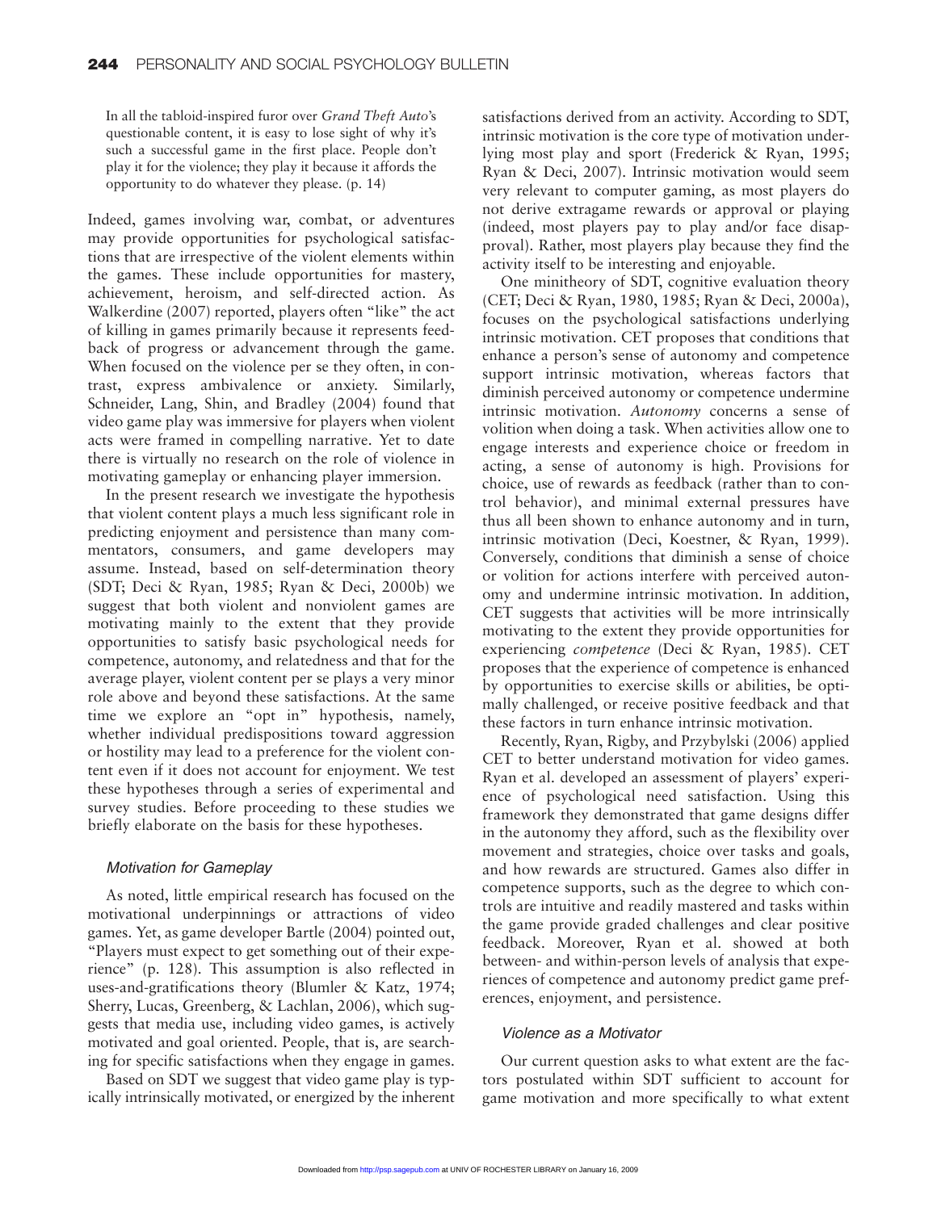> In all the tabloid-inspired furor over *Grand Theft Auto*'s questionable content, it is easy to lose sight of why it's such a successful game in the first place. People don't play it for the violence; they play it because it affords the opportunity to do whatever they please. (p. 14)

Indeed, games involving war, combat, or adventures may provide opportunities for psychological satisfactions that are irrespective of the violent elements within the games. These include opportunities for mastery, achievement, heroism, and self-directed action. As Walkerdine (2007) reported, players often "like" the act of killing in games primarily because it represents feedback of progress or advancement through the game. When focused on the violence per se they often, in contrast, express ambivalence or anxiety. Similarly, Schneider, Lang, Shin, and Bradley (2004) found that video game play was immersive for players when violent acts were framed in compelling narrative. Yet to date there is virtually no research on the role of violence in motivating gameplay or enhancing player immersion.

In the present research we investigate the hypothesis that violent content plays a much less significant role in predicting enjoyment and persistence than many commentators, consumers, and game developers may assume. Instead, based on self-determination theory (SDT; Deci & Ryan, 1985; Ryan & Deci, 2000b) we suggest that both violent and nonviolent games are motivating mainly to the extent that they provide opportunities to satisfy basic psychological needs for competence, autonomy, and relatedness and that for the average player, violent content per se plays a very minor role above and beyond these satisfactions. At the same time we explore an "opt in" hypothesis, namely, whether individual predispositions toward aggression or hostility may lead to a preference for the violent content even if it does not account for enjoyment. We test these hypotheses through a series of experimental and survey studies. Before proceeding to these studies we briefly elaborate on the basis for these hypotheses.

### *Motivation for Gameplay*

As noted, little empirical research has focused on the motivational underpinnings or attractions of video games. Yet, as game developer Bartle (2004) pointed out, "Players must expect to get something out of their experience" (p. 128). This assumption is also reflected in uses-and-gratifications theory (Blumler & Katz, 1974; Sherry, Lucas, Greenberg, & Lachlan, 2006), which suggests that media use, including video games, is actively motivated and goal oriented. People, that is, are searching for specific satisfactions when they engage in games.

Based on SDT we suggest that video game play is typically intrinsically motivated, or energized by the inherent satisfactions derived from an activity. According to SDT, intrinsic motivation is the core type of motivation underlying most play and sport (Frederick & Ryan, 1995; Ryan & Deci, 2007). Intrinsic motivation would seem very relevant to computer gaming, as most players do not derive extragame rewards or approval or playing (indeed, most players pay to play and/or face disapproval). Rather, most players play because they find the activity itself to be interesting and enjoyable.

One minitheory of SDT, cognitive evaluation theory (CET; Deci & Ryan, 1980, 1985; Ryan & Deci, 2000a), focuses on the psychological satisfactions underlying intrinsic motivation. CET proposes that conditions that enhance a person's sense of autonomy and competence support intrinsic motivation, whereas factors that diminish perceived autonomy or competence undermine intrinsic motivation. *Autonomy* concerns a sense of volition when doing a task. When activities allow one to engage interests and experience choice or freedom in acting, a sense of autonomy is high. Provisions for choice, use of rewards as feedback (rather than to control behavior), and minimal external pressures have thus all been shown to enhance autonomy and in turn, intrinsic motivation (Deci, Koestner, & Ryan, 1999). Conversely, conditions that diminish a sense of choice or volition for actions interfere with perceived autonomy and undermine intrinsic motivation. In addition, CET suggests that activities will be more intrinsically motivating to the extent they provide opportunities for experiencing *competence* (Deci & Ryan, 1985). CET proposes that the experience of competence is enhanced by opportunities to exercise skills or abilities, be optimally challenged, or receive positive feedback and that these factors in turn enhance intrinsic motivation.

Recently, Ryan, Rigby, and Przybylski (2006) applied CET to better understand motivation for video games. Ryan et al. developed an assessment of players' experience of psychological need satisfaction. Using this framework they demonstrated that game designs differ in the autonomy they afford, such as the flexibility over movement and strategies, choice over tasks and goals, and how rewards are structured. Games also differ in competence supports, such as the degree to which controls are intuitive and readily mastered and tasks within the game provide graded challenges and clear positive feedback. Moreover, Ryan et al. showed at both between- and within-person levels of analysis that experiences of competence and autonomy predict game preferences, enjoyment, and persistence.

### *Violence as a Motivator*

Our current question asks to what extent are the factors postulated within SDT sufficient to account for game motivation and more specifically to what extent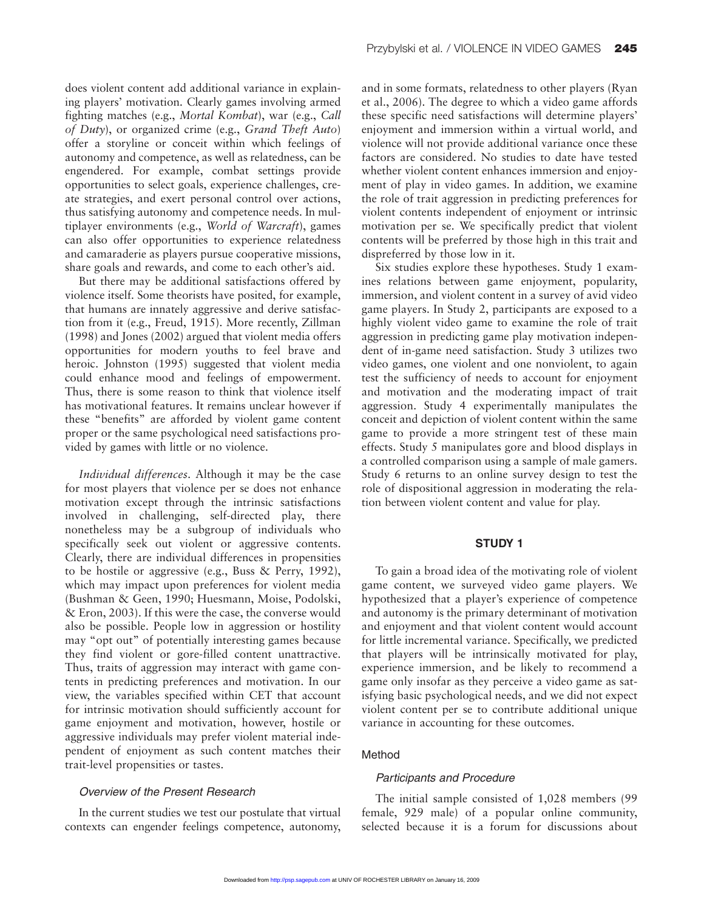does violent content add additional variance in explaining players' motivation. Clearly games involving armed fighting matches (e.g., *Mortal Kombat*), war (e.g., *Call of Duty*), or organized crime (e.g., *Grand Theft Auto*) offer a storyline or conceit within which feelings of autonomy and competence, as well as relatedness, can be engendered. For example, combat settings provide opportunities to select goals, experience challenges, create strategies, and exert personal control over actions, thus satisfying autonomy and competence needs. In multiplayer environments (e.g., *World of Warcraft*), games can also offer opportunities to experience relatedness and camaraderie as players pursue cooperative missions, share goals and rewards, and come to each other's aid.

But there may be additional satisfactions offered by violence itself. Some theorists have posited, for example, that humans are innately aggressive and derive satisfaction from it (e.g., Freud, 1915). More recently, Zillman (1998) and Jones (2002) argued that violent media offers opportunities for modern youths to feel brave and heroic. Johnston (1995) suggested that violent media could enhance mood and feelings of empowerment. Thus, there is some reason to think that violence itself has motivational features. It remains unclear however if these "benefits" are afforded by violent game content proper or the same psychological need satisfactions provided by games with little or no violence.

*Individual differences*. Although it may be the case for most players that violence per se does not enhance motivation except through the intrinsic satisfactions involved in challenging, self-directed play, there nonetheless may be a subgroup of individuals who specifically seek out violent or aggressive contents. Clearly, there are individual differences in propensities to be hostile or aggressive (e.g., Buss & Perry, 1992), which may impact upon preferences for violent media (Bushman & Geen, 1990; Huesmann, Moise, Podolski, & Eron, 2003). If this were the case, the converse would also be possible. People low in aggression or hostility may "opt out" of potentially interesting games because they find violent or gore-filled content unattractive. Thus, traits of aggression may interact with game contents in predicting preferences and motivation. In our view, the variables specified within CET that account for intrinsic motivation should sufficiently account for game enjoyment and motivation, however, hostile or aggressive individuals may prefer violent material independent of enjoyment as such content matches their trait-level propensities or tastes.

### Overview of the Present Research

In the current studies we test our postulate that virtual contexts can engender feelings competence, autonomy, and in some formats, relatedness to other players (Ryan et al., 2006). The degree to which a video game affords these specific need satisfactions will determine players' enjoyment and immersion within a virtual world, and violence will not provide additional variance once these factors are considered. No studies to date have tested whether violent content enhances immersion and enjoyment of play in video games. In addition, we examine the role of trait aggression in predicting preferences for violent contents independent of enjoyment or intrinsic motivation per se. We specifically predict that violent contents will be preferred by those high in this trait and dispreferred by those low in it.

Six studies explore these hypotheses. Study 1 examines relations between game enjoyment, popularity, immersion, and violent content in a survey of avid video game players. In Study 2, participants are exposed to a highly violent video game to examine the role of trait aggression in predicting game play motivation independent of in-game need satisfaction. Study 3 utilizes two video games, one violent and one nonviolent, to again test the sufficiency of needs to account for enjoyment and motivation and the moderating impact of trait aggression. Study 4 experimentally manipulates the conceit and depiction of violent content within the same game to provide a more stringent test of these main effects. Study 5 manipulates gore and blood displays in a controlled comparison using a sample of male gamers. Study 6 returns to an online survey design to test the role of dispositional aggression in moderating the relation between violent content and value for play.

## STUDY 1

To gain a broad idea of the motivating role of violent game content, we surveyed video game players. We hypothesized that a player's experience of competence and autonomy is the primary determinant of motivation and enjoyment and that violent content would account for little incremental variance. Specifically, we predicted that players will be intrinsically motivated for play, experience immersion, and be likely to recommend a game only insofar as they perceive a video game as satisfying basic psychological needs, and we did not expect violent content per se to contribute additional unique variance in accounting for these outcomes.

### Method

#### Participants and Procedure

The initial sample consisted of 1,028 members (99 female, 929 male) of a popular online community, selected because it is a forum for discussions about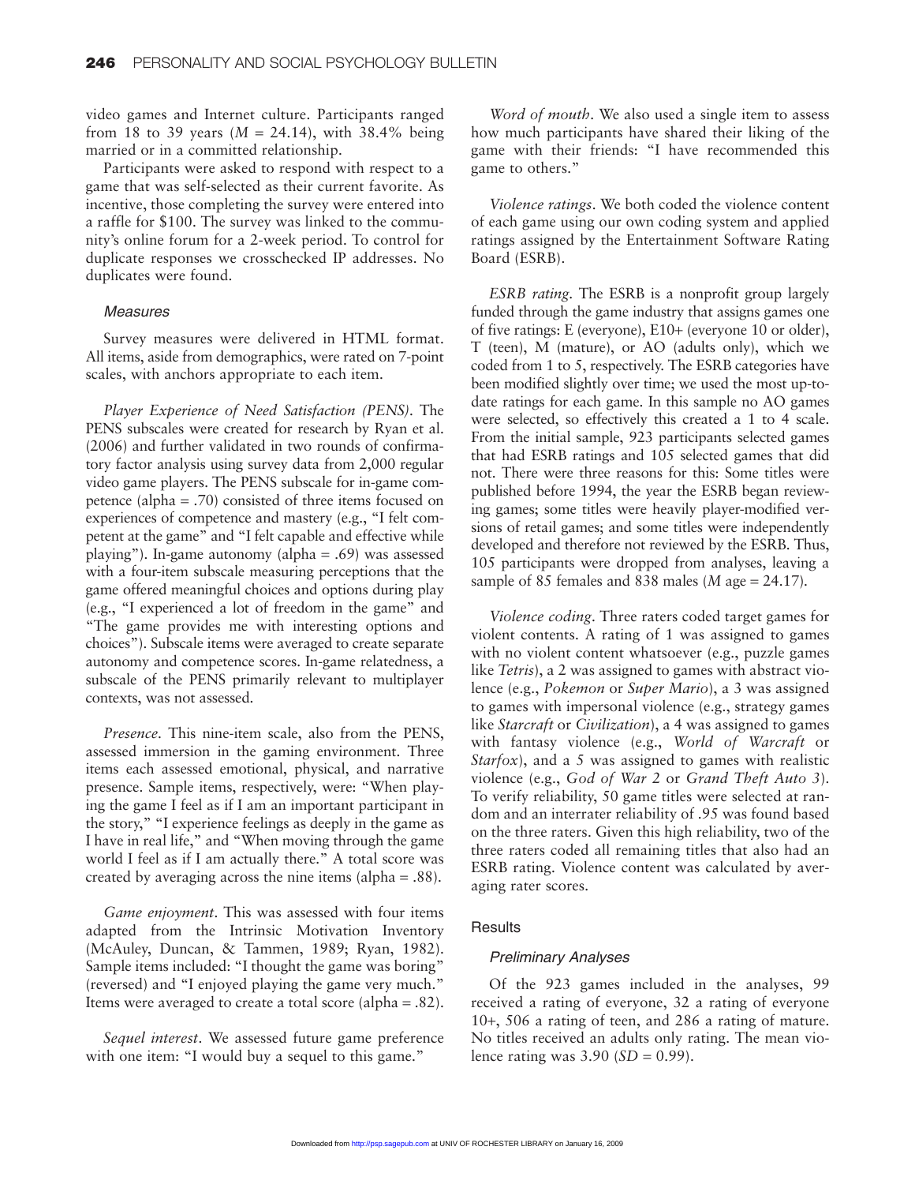video games and Internet culture. Participants ranged from 18 to 39 years ($M$ = 24.14), with 38.4% being married or in a committed relationship.

Participants were asked to respond with respect to a game that was self-selected as their current favorite. As incentive, those completing the survey were entered into a raffle for $100. The survey was linked to the community's online forum for a 2-week period. To control for duplicate responses we crosschecked IP addresses. No duplicates were found.

### *Measures*

Survey measures were delivered in HTML format. All items, aside from demographics, were rated on 7-point scales, with anchors appropriate to each item.

*Player Experience of Need Satisfaction (PENS).* The PENS subscales were created for research by Ryan et al. (2006) and further validated in two rounds of confirmatory factor analysis using survey data from 2,000 regular video game players. The PENS subscale for in-game competence (alpha = .70) consisted of three items focused on experiences of competence and mastery (e.g., "I felt competent at the game" and "I felt capable and effective while playing"). In-game autonomy (alpha = .69) was assessed with a four-item subscale measuring perceptions that the game offered meaningful choices and options during play (e.g., "I experienced a lot of freedom in the game" and "The game provides me with interesting options and choices"). Subscale items were averaged to create separate autonomy and competence scores. In-game relatedness, a subscale of the PENS primarily relevant to multiplayer contexts, was not assessed.

*Presence.* This nine-item scale, also from the PENS, assessed immersion in the gaming environment. Three items each assessed emotional, physical, and narrative presence. Sample items, respectively, were: "When playing the game I feel as if I am an important participant in the story," "I experience feelings as deeply in the game as I have in real life," and "When moving through the game world I feel as if I am actually there." A total score was created by averaging across the nine items (alpha = .88).

*Game enjoyment.* This was assessed with four items adapted from the Intrinsic Motivation Inventory (McAuley, Duncan, & Tammen, 1989; Ryan, 1982). Sample items included: "I thought the game was boring" (reversed) and "I enjoyed playing the game very much." Items were averaged to create a total score (alpha = .82).

*Sequel interest.* We assessed future game preference with one item: "I would buy a sequel to this game."

*Word of mouth.* We also used a single item to assess how much participants have shared their liking of the game with their friends: "I have recommended this game to others."

*Violence ratings.* We both coded the violence content of each game using our own coding system and applied ratings assigned by the Entertainment Software Rating Board (ESRB).

*ESRB rating.* The ESRB is a nonprofit group largely funded through the game industry that assigns games one of five ratings: E (everyone), E10+ (everyone 10 or older), T (teen), M (mature), or AO (adults only), which we coded from 1 to 5, respectively. The ESRB categories have been modified slightly over time; we used the most up-to-date ratings for each game. In this sample no AO games were selected, so effectively this created a 1 to 4 scale. From the initial sample, 923 participants selected games that had ESRB ratings and 105 selected games that did not. There were three reasons for this: Some titles were published before 1994, the year the ESRB began reviewing games; some titles were heavily player-modified versions of retail games; and some titles were independently developed and therefore not reviewed by the ESRB. Thus, 105 participants were dropped from analyses, leaving a sample of 85 females and 838 males ($M$ age = 24.17).

*Violence coding.* Three raters coded target games for violent contents. A rating of 1 was assigned to games with no violent content whatsoever (e.g., puzzle games like *Tetris*), a 2 was assigned to games with abstract violence (e.g., *Pokemon* or *Super Mario*), a 3 was assigned to games with impersonal violence (e.g., strategy games like *Starcraft* or *Civilization*), a 4 was assigned to games with fantasy violence (e.g., *World of Warcraft* or *Starfox*), and a 5 was assigned to games with realistic violence (e.g., *God of War 2* or *Grand Theft Auto 3*). To verify reliability, 50 game titles were selected at random and an interrater reliability of .95 was found based on the three raters. Given this high reliability, two of the three raters coded all remaining titles that also had an ESRB rating. Violence content was calculated by averaging rater scores.

## Results

### *Preliminary Analyses*

Of the 923 games included in the analyses, 99 received a rating of everyone, 32 a rating of everyone 10+, 506 a rating of teen, and 286 a rating of mature. No titles received an adults only rating. The mean violence rating was 3.90 ($SD$ = 0.99).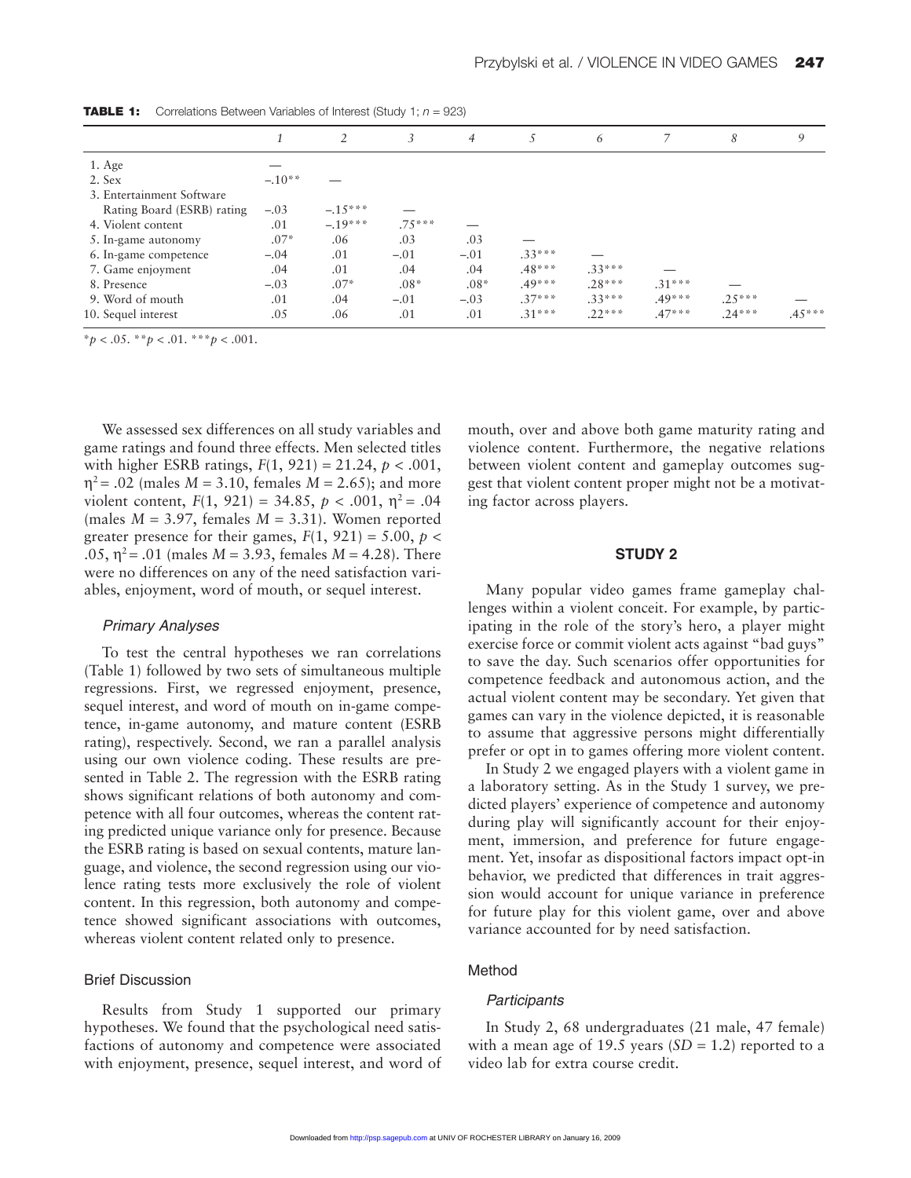**TABLE 1:** Correlations Between Variables of Interest (Study 1; $n$ = 923)

| | 1 | 2 | 3 | 4 | 5 | 6 | 7 | 8 | 9 |
|---|---|---|---|---|---|---|---|---|---|
| 1. Age | — | | | | | | | | |
| 2. Sex | −.10** | — | | | | | | | |
| 3. Entertainment Software Rating Board (ESRB) rating | −.03 | −.15*** | — | | | | | | |
| 4. Violent content | .01 | −.19*** | .75*** | — | | | | | |
| 5. In-game autonomy | .07* | .06 | .03 | .03 | — | | | | |
| 6. In-game competence | −.04 | .01 | −.01 | −.01 | .33*** | — | | | |
| 7. Game enjoyment | .04 | .01 | .04 | .04 | .48*** | .33*** | — | | |
| 8. Presence | −.03 | .07* | .08* | .08* | .49*** | .28*** | .31*** | — | |
| 9. Word of mouth | .01 | .04 | −.01 | −.03 | .37*** | .33*** | .49*** | .25*** | — |
| 10. Sequel interest | .05 | .06 | .01 | .01 | .31*** | .22*** | .47*** | .24*** | .45*** |

*$p$ < .05. **$p$ < .01. ***$p$ < .001.

We assessed sex differences on all study variables and game ratings and found three effects. Men selected titles with higher ESRB ratings, $F(1, 921) = 21.24$, $p < .001$, $\eta^2 = .02$ (males $M = 3.10$, females $M = 2.65$); and more violent content, $F(1, 921) = 34.85$, $p < .001$, $\eta^2 = .04$ (males $M = 3.97$, females $M = 3.31$). Women reported greater presence for their games, $F(1, 921) = 5.00$, $p < .05$, $\eta^2 = .01$ (males $M = 3.93$, females $M = 4.28$). There were no differences on any of the need satisfaction variables, enjoyment, word of mouth, or sequel interest.

### *Primary Analyses*

To test the central hypotheses we ran correlations (Table 1) followed by two sets of simultaneous multiple regressions. First, we regressed enjoyment, presence, sequel interest, and word of mouth on in-game competence, in-game autonomy, and mature content (ESRB rating), respectively. Second, we ran a parallel analysis using our own violence coding. These results are presented in Table 2. The regression with the ESRB rating shows significant relations of both autonomy and competence with all four outcomes, whereas the content rating predicted unique variance only for presence. Because the ESRB rating is based on sexual contents, mature language, and violence, the second regression using our violence rating tests more exclusively the role of violent content. In this regression, both autonomy and competence showed significant associations with outcomes, whereas violent content related only to presence.

### Brief Discussion

Results from Study 1 supported our primary hypotheses. We found that the psychological need satisfactions of autonomy and competence were associated with enjoyment, presence, sequel interest, and word of mouth, over and above both game maturity rating and violence content. Furthermore, the negative relations between violent content and gameplay outcomes suggest that violent content proper might not be a motivating factor across players.

## STUDY 2

Many popular video games frame gameplay challenges within a violent conceit. For example, by participating in the role of the story's hero, a player might exercise force or commit violent acts against "bad guys" to save the day. Such scenarios offer opportunities for competence feedback and autonomous action, and the actual violent content may be secondary. Yet given that games can vary in the violence depicted, it is reasonable to assume that aggressive persons might differentially prefer or opt in to games offering more violent content.

In Study 2 we engaged players with a violent game in a laboratory setting. As in the Study 1 survey, we predicted players' experience of competence and autonomy during play will significantly account for their enjoyment, immersion, and preference for future engagement. Yet, insofar as dispositional factors impact opt-in behavior, we predicted that differences in trait aggression would account for unique variance in preference for future play for this violent game, over and above variance accounted for by need satisfaction.

### Method

#### *Participants*

In Study 2, 68 undergraduates (21 male, 47 female) with a mean age of 19.5 years ($SD = 1.2$) reported to a video lab for extra course credit.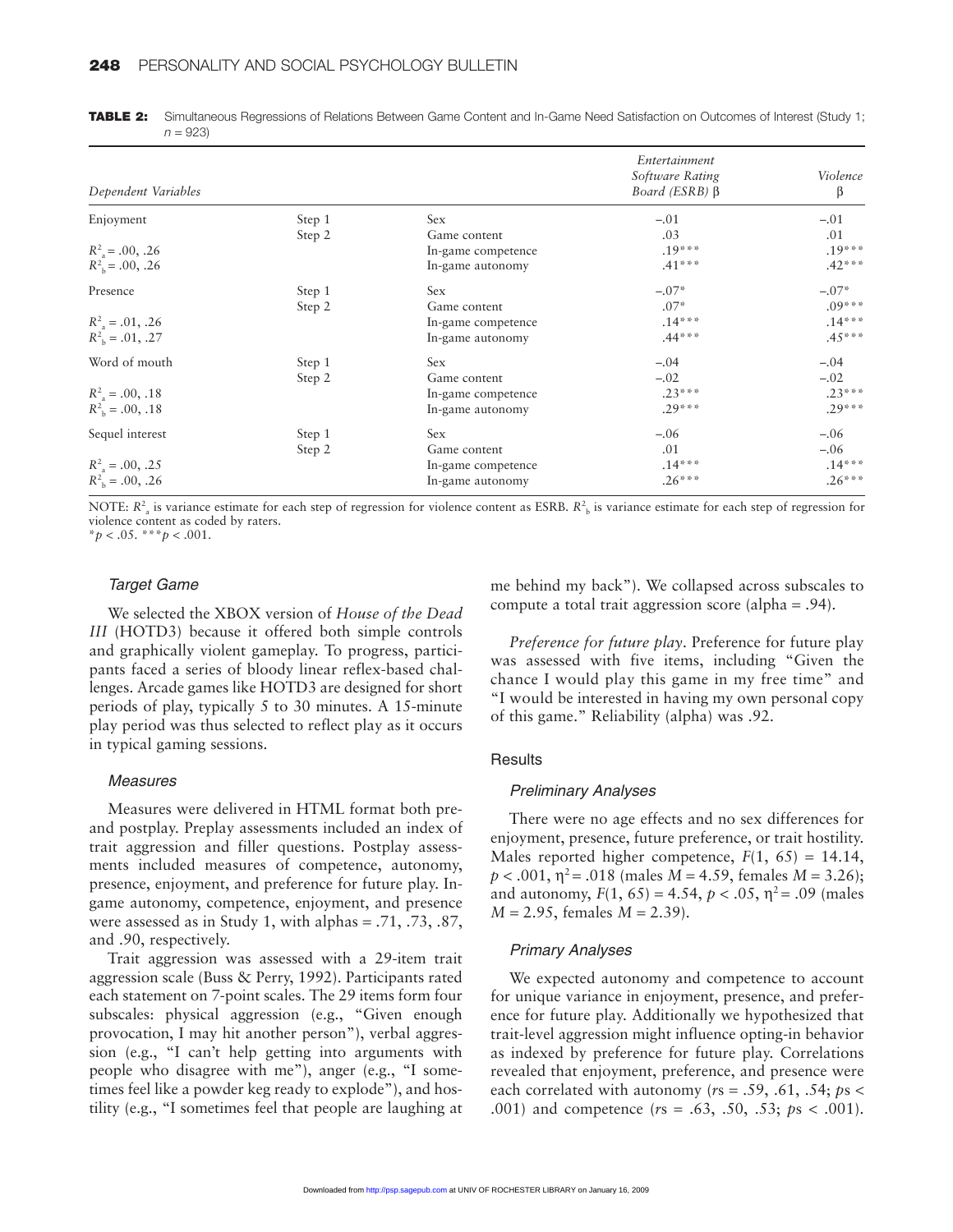**TABLE 2:** Simultaneous Regressions of Relations Between Game Content and In-Game Need Satisfaction on Outcomes of Interest (Study 1; $n = 923$)

| Dependent Variables | | | Entertainment Software Rating Board (ESRB) β | Violence β |
|---|---|---|---|---|
| Enjoyment | Step 1 | Sex | –.01 | –.01 |
| | Step 2 | Game content | .03 | .01 |
| $R^2_a$ = .00, .26 | | In-game competence | .19*** | .19*** |
| $R^2_b$ = .00, .26 | | In-game autonomy | .41*** | .42*** |
| Presence | Step 1 | Sex | –.07* | –.07* |
| | Step 2 | Game content | .07* | .09*** |
| $R^2_a$ = .01, .26 | | In-game competence | .14*** | .14*** |
| $R^2_b$ = .01, .27 | | In-game autonomy | .44*** | .45*** |
| Word of mouth | Step 1 | Sex | –.04 | –.04 |
| | Step 2 | Game content | –.02 | –.02 |
| $R^2_a$ = .00, .18 | | In-game competence | .23*** | .23*** |
| $R^2_b$ = .00, .18 | | In-game autonomy | .29*** | .29*** |
| Sequel interest | Step 1 | Sex | –.06 | –.06 |
| | Step 2 | Game content | .01 | –.06 |
| $R^2_a$ = .00, .25 | | In-game competence | .14*** | .14*** |
| $R^2_b$ = .00, .26 | | In-game autonomy | .26*** | .26*** |

NOTE: $R^2_a$ is variance estimate for each step of regression for violence content as ESRB. $R^2_b$ is variance estimate for each step of regression for violence content as coded by raters.
*$p < .05$. ***$p < .001$.

### Target Game

We selected the XBOX version of *House of the Dead III* (HOTD3) because it offered both simple controls and graphically violent gameplay. To progress, participants faced a series of bloody linear reflex-based challenges. Arcade games like HOTD3 are designed for short periods of play, typically 5 to 30 minutes. A 15-minute play period was thus selected to reflect play as it occurs in typical gaming sessions.

### Measures

Measures were delivered in HTML format both pre- and postplay. Preplay assessments included an index of trait aggression and filler questions. Postplay assessments included measures of competence, autonomy, presence, enjoyment, and preference for future play. In-game autonomy, competence, enjoyment, and presence were assessed as in Study 1, with alphas = .71, .73, .87, and .90, respectively.

Trait aggression was assessed with a 29-item trait aggression scale (Buss & Perry, 1992). Participants rated each statement on 7-point scales. The 29 items form four subscales: physical aggression (e.g., "Given enough provocation, I may hit another person"), verbal aggression (e.g., "I can't help getting into arguments with people who disagree with me"), anger (e.g., "I sometimes feel like a powder keg ready to explode"), and hostility (e.g., "I sometimes feel that people are laughing at me behind my back"). We collapsed across subscales to compute a total trait aggression score (alpha = .94).

*Preference for future play*. Preference for future play was assessed with five items, including "Given the chance I would play this game in my free time" and "I would be interested in having my own personal copy of this game." Reliability (alpha) was .92.

## Results

### Preliminary Analyses

There were no age effects and no sex differences for enjoyment, presence, future preference, or trait hostility. Males reported higher competence, $F(1, 65) = 14.14$, $p < .001$, $\eta^2 = .018$ (males $M = 4.59$, females $M = 3.26$); and autonomy, $F(1, 65) = 4.54$, $p < .05$, $\eta^2 = .09$ (males $M = 2.95$, females $M = 2.39$).

### Primary Analyses

We expected autonomy and competence to account for unique variance in enjoyment, presence, and preference for future play. Additionally we hypothesized that trait-level aggression might influence opting-in behavior as indexed by preference for future play. Correlations revealed that enjoyment, preference, and presence were each correlated with autonomy ($r$s = .59, .61, .54; $p$s < .001) and competence ($r$s = .63, .50, .53; $p$s < .001).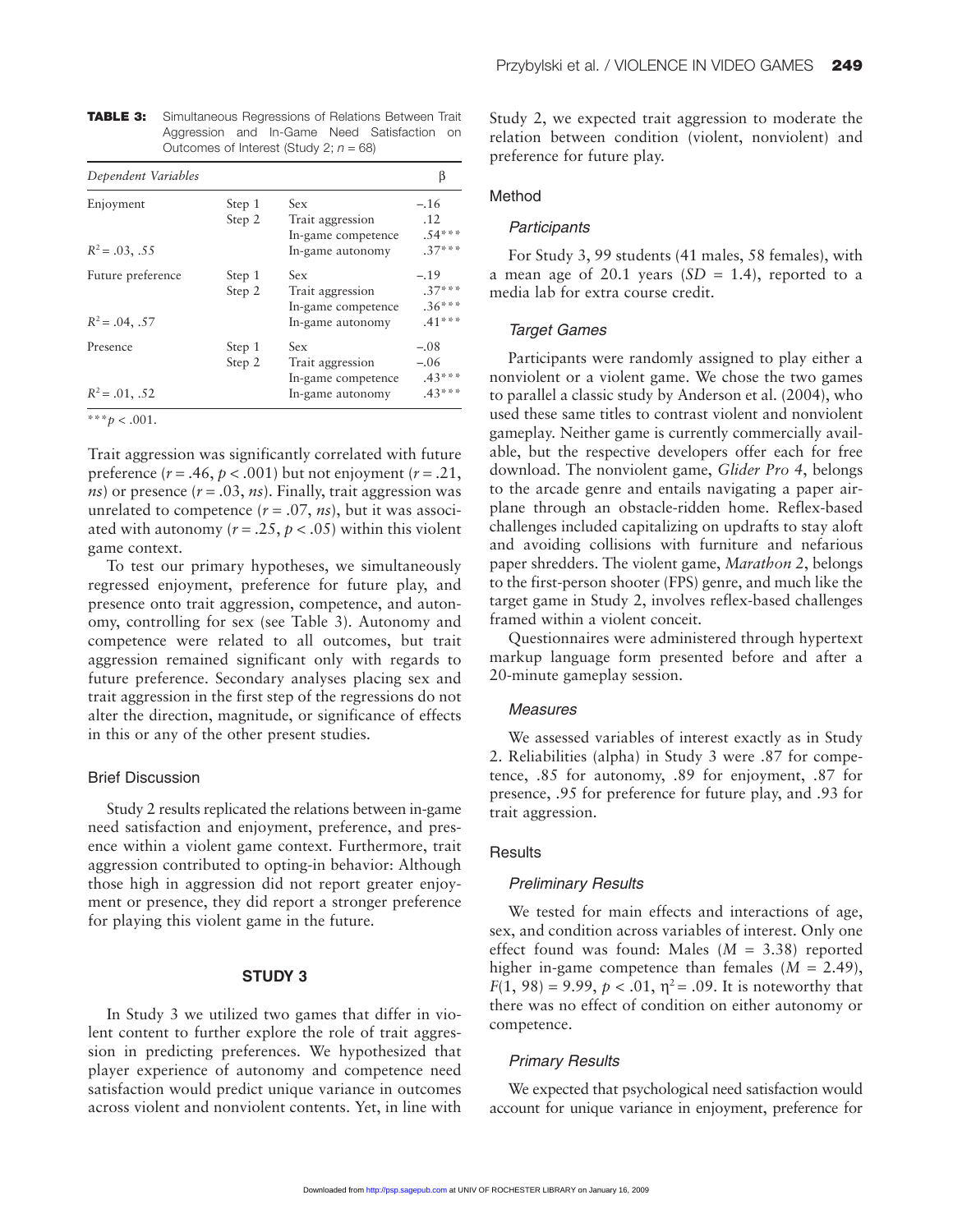**TABLE 3:** Simultaneous Regressions of Relations Between Trait Aggression and In-Game Need Satisfaction on Outcomes of Interest (Study 2; $n = 68$)

| *Dependent Variables* | | | β |
|---|---|---|---|
| Enjoyment | Step 1 | Sex | −.16 |
| | Step 2 | Trait aggression | .12 |
| | | In-game competence | .54*** |
| $R^2 = .03, .55$ | | In-game autonomy | .37*** |
| Future preference | Step 1 | Sex | −.19 |
| | Step 2 | Trait aggression | .37*** |
| | | In-game competence | .36*** |
| $R^2 = .04, .57$ | | In-game autonomy | .41*** |
| Presence | Step 1 | Sex | −.08 |
| | Step 2 | Trait aggression | −.06 |
| | | In-game competence | .43*** |
| $R^2 = .01, .52$ | | In-game autonomy | .43*** |

***$p < .001$.

Trait aggression was significantly correlated with future preference ($r = .46$, $p < .001$) but not enjoyment ($r = .21$, *ns*) or presence ($r = .03$, *ns*). Finally, trait aggression was unrelated to competence ($r = .07$, *ns*), but it was associated with autonomy ($r = .25$, $p < .05$) within this violent game context.

To test our primary hypotheses, we simultaneously regressed enjoyment, preference for future play, and presence onto trait aggression, competence, and autonomy, controlling for sex (see Table 3). Autonomy and competence were related to all outcomes, but trait aggression remained significant only with regards to future preference. Secondary analyses placing sex and trait aggression in the first step of the regressions do not alter the direction, magnitude, or significance of effects in this or any of the other present studies.

### Brief Discussion

Study 2 results replicated the relations between in-game need satisfaction and enjoyment, preference, and presence within a violent game context. Furthermore, trait aggression contributed to opting-in behavior: Although those high in aggression did not report greater enjoyment or presence, they did report a stronger preference for playing this violent game in the future.

## STUDY 3

In Study 3 we utilized two games that differ in violent content to further explore the role of trait aggression in predicting preferences. We hypothesized that player experience of autonomy and competence need satisfaction would predict unique variance in outcomes across violent and nonviolent contents. Yet, in line with Study 2, we expected trait aggression to moderate the relation between condition (violent, nonviolent) and preference for future play.

### Method

#### *Participants*

For Study 3, 99 students (41 males, 58 females), with a mean age of 20.1 years ($SD = 1.4$), reported to a media lab for extra course credit.

#### *Target Games*

Participants were randomly assigned to play either a nonviolent or a violent game. We chose the two games to parallel a classic study by Anderson et al. (2004), who used these same titles to contrast violent and nonviolent gameplay. Neither game is currently commercially available, but the respective developers offer each for free download. The nonviolent game, *Glider Pro 4*, belongs to the arcade genre and entails navigating a paper airplane through an obstacle-ridden home. Reflex-based challenges included capitalizing on updrafts to stay aloft and avoiding collisions with furniture and nefarious paper shredders. The violent game, *Marathon 2*, belongs to the first-person shooter (FPS) genre, and much like the target game in Study 2, involves reflex-based challenges framed within a violent conceit.

Questionnaires were administered through hypertext markup language form presented before and after a 20-minute gameplay session.

#### *Measures*

We assessed variables of interest exactly as in Study 2. Reliabilities (alpha) in Study 3 were .87 for competence, .85 for autonomy, .89 for enjoyment, .87 for presence, .95 for preference for future play, and .93 for trait aggression.

### Results

#### *Preliminary Results*

We tested for main effects and interactions of age, sex, and condition across variables of interest. Only one effect found was found: Males ($M = 3.38$) reported higher in-game competence than females ($M = 2.49$), $F(1, 98) = 9.99$, $p < .01$, $\eta^2 = .09$. It is noteworthy that there was no effect of condition on either autonomy or competence.

#### *Primary Results*

We expected that psychological need satisfaction would account for unique variance in enjoyment, preference for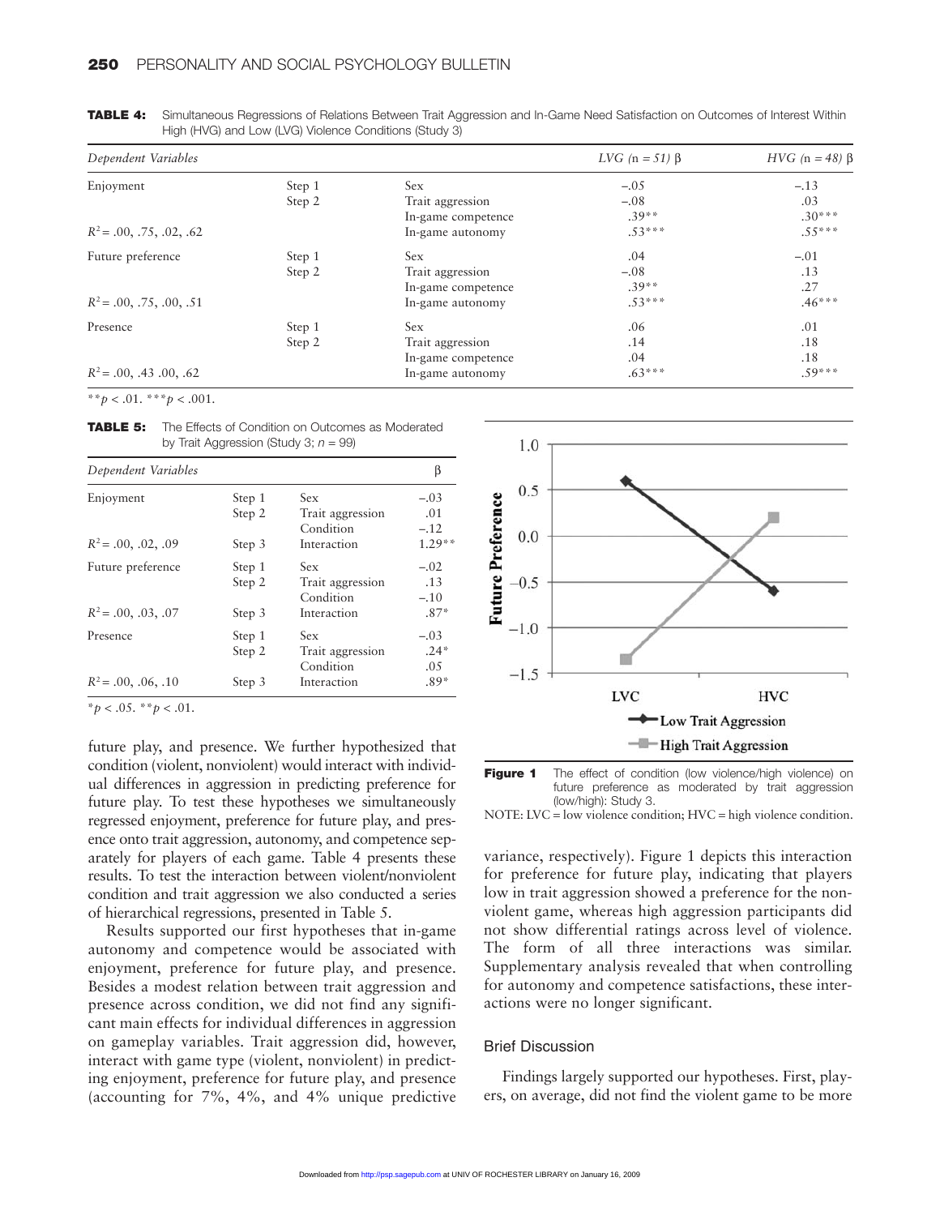**TABLE 4:** Simultaneous Regressions of Relations Between Trait Aggression and In-Game Need Satisfaction on Outcomes of Interest Within High (HVG) and Low (LVG) Violence Conditions (Study 3)

| *Dependent Variables* | | | *LVG (n = 51)* β | *HVG (n = 48)* β |
|---|---|---|---|---|
| Enjoyment | Step 1 | Sex | −.05 | −.13 |
| | Step 2 | Trait aggression | −.08 | .03 |
| | | In-game competence | .39** | .30*** |
| $R^2$ = .00, .75, .02, .62 | | In-game autonomy | .53*** | .55*** |
| Future preference | Step 1 | Sex | .04 | −.01 |
| | Step 2 | Trait aggression | −.08 | .13 |
| | | In-game competence | .39** | .27 |
| $R^2$ = .00, .75, .00, .51 | | In-game autonomy | .53*** | .46*** |
| Presence | Step 1 | Sex | .06 | .01 |
| | Step 2 | Trait aggression | .14 | .18 |
| | | In-game competence | .04 | .18 |
| $R^2$ = .00, .43 .00, .62 | | In-game autonomy | .63*** | .59*** |

** $p < .01$. *** $p < .001$.

**TABLE 5:** The Effects of Condition on Outcomes as Moderated by Trait Aggression (Study 3; $n$ = 99)

| *Dependent Variables* | | | β |
|---|---|---|---|
| Enjoyment | Step 1 | Sex | −.03 |
| | Step 2 | Trait aggression | .01 |
| | | Condition | −.12 |
| $R^2$ = .00, .02, .09 | Step 3 | Interaction | 1.29** |
| Future preference | Step 1 | Sex | −.02 |
| | Step 2 | Trait aggression | .13 |
| | | Condition | −.10 |
| $R^2$ = .00, .03, .07 | Step 3 | Interaction | .87* |
| Presence | Step 1 | Sex | −.03 |
| | Step 2 | Trait aggression | .24* |
| | | Condition | .05 |
| $R^2$ = .00, .06, .10 | Step 3 | Interaction | .89* |

* $p < .05$. ** $p < .01$.

future play, and presence. We further hypothesized that condition (violent, nonviolent) would interact with individual differences in aggression in predicting preference for future play. To test these hypotheses we simultaneously regressed enjoyment, preference for future play, and presence onto trait aggression, autonomy, and competence separately for players of each game. Table 4 presents these results. To test the interaction between violent/nonviolent condition and trait aggression we also conducted a series of hierarchical regressions, presented in Table 5.

Results supported our first hypotheses that in-game autonomy and competence would be associated with enjoyment, preference for future play, and presence. Besides a modest relation between trait aggression and presence across condition, we did not find any significant main effects for individual differences in aggression on gameplay variables. Trait aggression did, however, interact with game type (violent, nonviolent) in predicting enjoyment, preference for future play, and presence (accounting for 7%, 4%, and 4% unique predictive variance, respectively). Figure 1 depicts this interaction for preference for future play, indicating that players low in trait aggression showed a preference for the nonviolent game, whereas high aggression participants did not show differential ratings across level of violence. The form of all three interactions was similar. Supplementary analysis revealed that when controlling for autonomy and competence satisfactions, these interactions were no longer significant.

**Figure 1** The effect of condition (low violence/high violence) on future preference as moderated by trait aggression (low/high): Study 3.

NOTE: LVC = low violence condition; HVC = high violence condition.

## Brief Discussion

Findings largely supported our hypotheses. First, players, on average, did not find the violent game to be more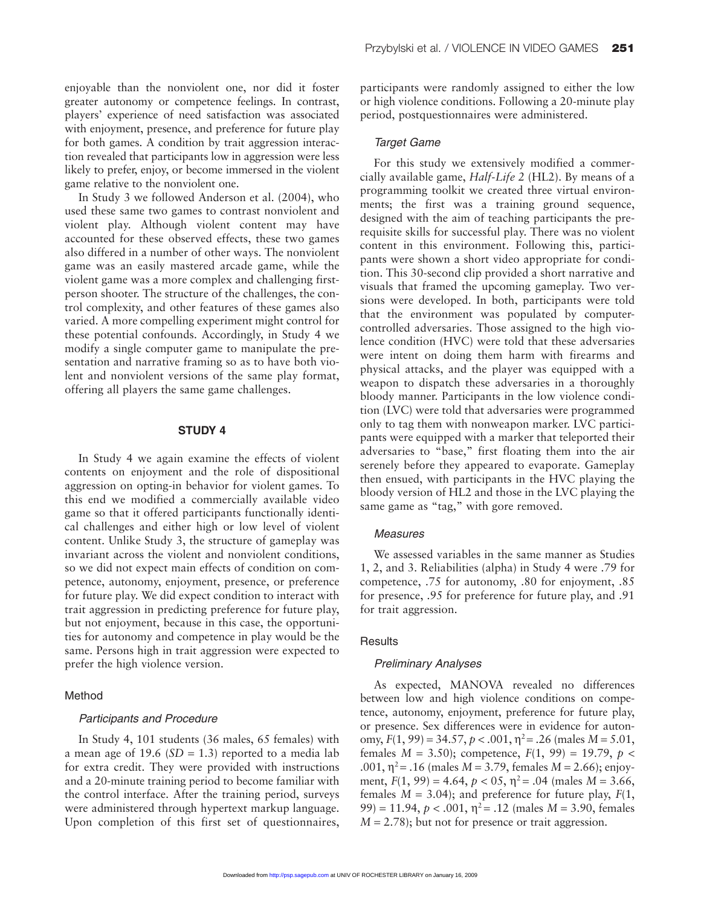enjoyable than the nonviolent one, nor did it foster greater autonomy or competence feelings. In contrast, players' experience of need satisfaction was associated with enjoyment, presence, and preference for future play for both games. A condition by trait aggression interaction revealed that participants low in aggression were less likely to prefer, enjoy, or become immersed in the violent game relative to the nonviolent one.

In Study 3 we followed Anderson et al. (2004), who used these same two games to contrast nonviolent and violent play. Although violent content may have accounted for these observed effects, these two games also differed in a number of other ways. The nonviolent game was an easily mastered arcade game, while the violent game was a more complex and challenging first-person shooter. The structure of the challenges, the control complexity, and other features of these games also varied. A more compelling experiment might control for these potential confounds. Accordingly, in Study 4 we modify a single computer game to manipulate the presentation and narrative framing so as to have both violent and nonviolent versions of the same play format, offering all players the same game challenges.

## STUDY 4

In Study 4 we again examine the effects of violent contents on enjoyment and the role of dispositional aggression on opting-in behavior for violent games. To this end we modified a commercially available video game so that it offered participants functionally identical challenges and either high or low level of violent content. Unlike Study 3, the structure of gameplay was invariant across the violent and nonviolent conditions, so we did not expect main effects of condition on competence, autonomy, enjoyment, presence, or preference for future play. We did expect condition to interact with trait aggression in predicting preference for future play, but not enjoyment, because in this case, the opportunities for autonomy and competence in play would be the same. Persons high in trait aggression were expected to prefer the high violence version.

### Method

#### *Participants and Procedure*

In Study 4, 101 students (36 males, 65 females) with a mean age of 19.6 ($SD = 1.3$) reported to a media lab for extra credit. They were provided with instructions and a 20-minute training period to become familiar with the control interface. After the training period, surveys were administered through hypertext markup language. Upon completion of this first set of questionnaires, participants were randomly assigned to either the low or high violence conditions. Following a 20-minute play period, postquestionnaires were administered.

#### *Target Game*

For this study we extensively modified a commercially available game, *Half-Life 2* (HL2). By means of a programming toolkit we created three virtual environments; the first was a training ground sequence, designed with the aim of teaching participants the prerequisite skills for successful play. There was no violent content in this environment. Following this, participants were shown a short video appropriate for condition. This 30-second clip provided a short narrative and visuals that framed the upcoming gameplay. Two versions were developed. In both, participants were told that the environment was populated by computer-controlled adversaries. Those assigned to the high violence condition (HVC) were told that these adversaries were intent on doing them harm with firearms and physical attacks, and the player was equipped with a weapon to dispatch these adversaries in a thoroughly bloody manner. Participants in the low violence condition (LVC) were told that adversaries were programmed only to tag them with nonweapon marker. LVC participants were equipped with a marker that teleported their adversaries to "base," first floating them into the air serenely before they appeared to evaporate. Gameplay then ensued, with participants in the HVC playing the bloody version of HL2 and those in the LVC playing the same game as "tag," with gore removed.

#### *Measures*

We assessed variables in the same manner as Studies 1, 2, and 3. Reliabilities (alpha) in Study 4 were .79 for competence, .75 for autonomy, .80 for enjoyment, .85 for presence, .95 for preference for future play, and .91 for trait aggression.

### Results

#### *Preliminary Analyses*

As expected, MANOVA revealed no differences between low and high violence conditions on competence, autonomy, enjoyment, preference for future play, or presence. Sex differences were in evidence for autonomy, $F(1, 99) = 34.57$, $p < .001$, $\eta^2 = .26$ (males $M = 5.01$, females $M = 3.50$); competence, $F(1, 99) = 19.79$, $p < .001$, $\eta^2 = .16$ (males $M = 3.79$, females $M = 2.66$); enjoyment, $F(1, 99) = 4.64$, $p < 05$, $\eta^2 = .04$ (males $M = 3.66$, females $M = 3.04$); and preference for future play, $F(1, 99) = 11.94$, $p < .001$, $\eta^2 = .12$ (males $M = 3.90$, females $M = 2.78$); but not for presence or trait aggression.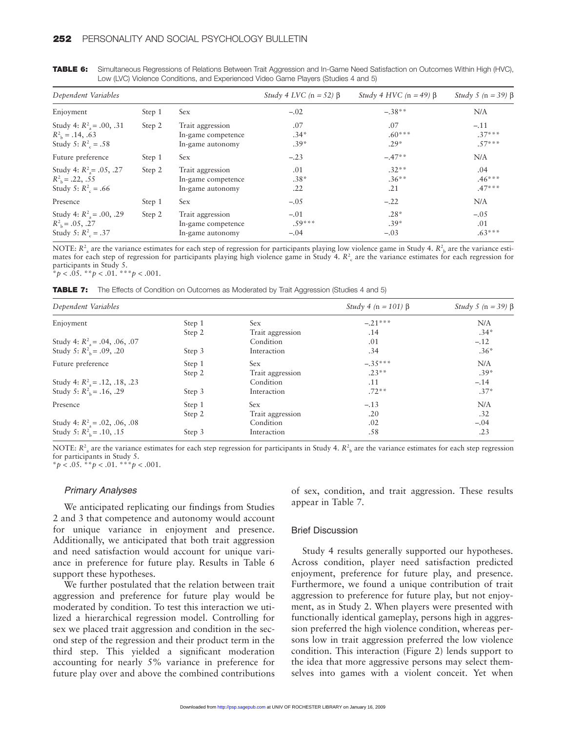**TABLE 6:** Simultaneous Regressions of Relations Between Trait Aggression and In-Game Need Satisfaction on Outcomes Within High (HVC), Low (LVC) Violence Conditions, and Experienced Video Game Players (Studies 4 and 5)

| *Dependent Variables* | | | *Study 4 LVC (n = 52) β* | *Study 4 HVC (n = 49) β* | *Study 5 (n = 39) β* |
|---|---|---|---|---|---|
| Enjoyment | Step 1 | Sex | −.02 | −.38** | N/A |
| Study 4: $R^2_a = .00, .31$ $R^2_b = .14, .63$ Study 5: $R^2_c = .58$ | Step 2 | Trait aggression<br>In-game competence<br>In-game autonomy | .07<br>.34*<br>.39* | .07<br>.60***<br>.29* | −.11<br>.37***<br>.57*** |
| Future preference | Step 1 | Sex | −.23 | −.47** | N/A |
| Study 4: $R^2_a = .05, .27$ $R^2_b = .22, .55$ Study 5: $R^2_c = .66$ | Step 2 | Trait aggression<br>In-game competence<br>In-game autonomy | .01<br>.38*<br>.22 | .32**<br>.36**<br>.21 | .04<br>.46***<br>.47*** |
| Presence | Step 1 | Sex | −.05 | −.22 | N/A |
| Study 4: $R^2_a = .00, .29$ $R^2_b = .05, .27$ Study 5: $R^2_c = .37$ | Step 2 | Trait aggression<br>In-game competence<br>In-game autonomy | −.01<br>.59***<br>−.04 | .28*<br>.39*<br>−.03 | −.05<br>.01<br>.63*** |

NOTE: $R^2_a$ are the variance estimates for each step of regression for participants playing low violence game in Study 4. $R^2_b$ are the variance estimates for each step of regression for participants playing high violence game in Study 4. $R^2_c$ are the variance estimates for each regression for participants in Study 5.
*$p < .05$. **$p < .01$. ***$p < .001$.

**TABLE 7:** The Effects of Condition on Outcomes as Moderated by Trait Aggression (Studies 4 and 5)

| *Dependent Variables* | | | *Study 4 (n = 101) β* | *Study 5 (n = 39) β* |
|---|---|---|---|---|
| Enjoyment | Step 1 | Sex | −.21*** | N/A |
| | Step 2 | Trait aggression | .14 | .34* |
| Study 4: $R^2_a = .04, .06, .07$ | | Condition | .01 | −.12 |
| Study 5: $R^2_b = .09, .20$ | Step 3 | Interaction | .34 | .36* |
| Future preference | Step 1 | Sex | −.35*** | N/A |
| | Step 2 | Trait aggression | .23** | .39* |
| Study 4: $R^2_a = .12, .18, .23$ | | Condition | .11 | −.14 |
| Study 5: $R^2_b = .16, .29$ | Step 3 | Interaction | .72** | .37* |
| Presence | Step 1 | Sex | −.13 | N/A |
| | Step 2 | Trait aggression | .20 | .32 |
| Study 4: $R^2_a = .02, .06, .08$ | | Condition | .02 | −.04 |
| Study 5: $R^2_b = .10, .15$ | Step 3 | Interaction | .58 | .23 |

NOTE: $R^2_a$ are the variance estimates for each step regression for participants in Study 4. $R^2_b$ are the variance estimates for each step regression for participants in Study 5.
*$p < .05$. **$p < .01$. ***$p < .001$.

### Primary Analyses

We anticipated replicating our findings from Studies 2 and 3 that competence and autonomy would account for unique variance in enjoyment and presence. Additionally, we anticipated that both trait aggression and need satisfaction would account for unique variance in preference for future play. Results in Table 6 support these hypotheses.

We further postulated that the relation between trait aggression and preference for future play would be moderated by condition. To test this interaction we utilized a hierarchical regression model. Controlling for sex we placed trait aggression and condition in the second step of the regression and their product term in the third step. This yielded a significant moderation accounting for nearly 5% variance in preference for future play over and above the combined contributions of sex, condition, and trait aggression. These results appear in Table 7.

### Brief Discussion

Study 4 results generally supported our hypotheses. Across condition, player need satisfaction predicted enjoyment, preference for future play, and presence. Furthermore, we found a unique contribution of trait aggression to preference for future play, but not enjoyment, as in Study 2. When players were presented with functionally identical gameplay, persons high in aggression preferred the high violence condition, whereas persons low in trait aggression preferred the low violence condition. This interaction (Figure 2) lends support to the idea that more aggressive persons may select themselves into games with a violent conceit. Yet when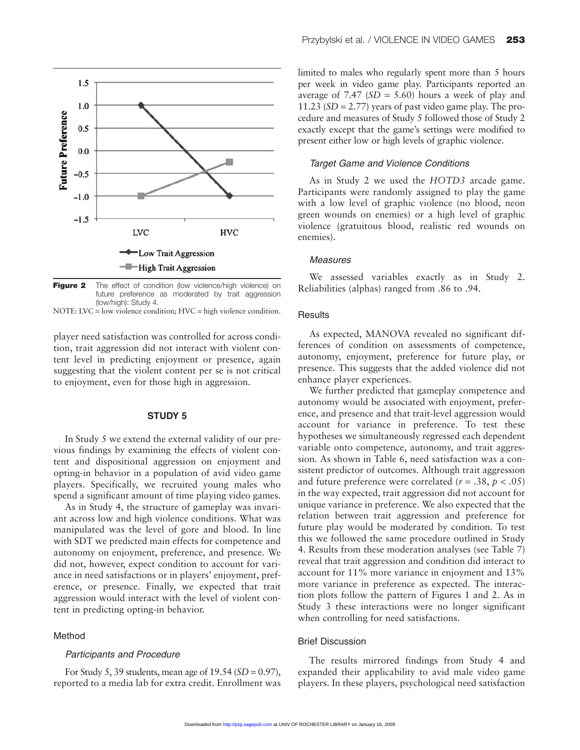Figure 2 The effect of condition (low violence/high violence) on future preference as moderated by trait aggression (low/high): Study 4.

NOTE: LVC = low violence condition; HVC = high violence condition.

player need satisfaction was controlled for across condition, trait aggression did not interact with violent content level in predicting enjoyment or presence, again suggesting that the violent content per se is not critical to enjoyment, even for those high in aggression.

## STUDY 5

In Study 5 we extend the external validity of our previous findings by examining the effects of violent content and dispositional aggression on enjoyment and opting-in behavior in a population of avid video game players. Specifically, we recruited young males who spend a significant amount of time playing video games.

As in Study 4, the structure of gameplay was invariant across low and high violence conditions. What was manipulated was the level of gore and blood. In line with SDT we predicted main effects for competence and autonomy on enjoyment, preference, and presence. We did not, however, expect condition to account for variance in need satisfactions or in players' enjoyment, preference, or presence. Finally, we expected that trait aggression would interact with the level of violent content in predicting opting-in behavior.

### Method

#### *Participants and Procedure*

For Study 5, 39 students, mean age of 19.54 ($SD = 0.97$), reported to a media lab for extra credit. Enrollment was limited to males who regularly spent more than 5 hours per week in video game play. Participants reported an average of 7.47 ($SD = 5.60$) hours a week of play and 11.23 ($SD = 2.77$) years of past video game play. The procedure and measures of Study 5 followed those of Study 2 exactly except that the game's settings were modified to present either low or high levels of graphic violence.

#### *Target Game and Violence Conditions*

As in Study 2 we used the *HOTD3* arcade game. Participants were randomly assigned to play the game with a low level of graphic violence (no blood, neon green wounds on enemies) or a high level of graphic violence (gratuitous blood, realistic red wounds on enemies).

#### *Measures*

We assessed variables exactly as in Study 2. Reliabilities (alphas) ranged from .86 to .94.

### Results

As expected, MANOVA revealed no significant differences of condition on assessments of competence, autonomy, enjoyment, preference for future play, or presence. This suggests that the added violence did not enhance player experiences.

We further predicted that gameplay competence and autonomy would be associated with enjoyment, preference, and presence and that trait-level aggression would account for variance in preference. To test these hypotheses we simultaneously regressed each dependent variable onto competence, autonomy, and trait aggression. As shown in Table 6, need satisfaction was a consistent predictor of outcomes. Although trait aggression and future preference were correlated ($r = .38$, $p < .05$) in the way expected, trait aggression did not account for unique variance in preference. We also expected that the relation between trait aggression and preference for future play would be moderated by condition. To test this we followed the same procedure outlined in Study 4. Results from these moderation analyses (see Table 7) reveal that trait aggression and condition did interact to account for 11% more variance in enjoyment and 13% more variance in preference as expected. The interaction plots follow the pattern of Figures 1 and 2. As in Study 3 these interactions were no longer significant when controlling for need satisfactions.

### Brief Discussion

The results mirrored findings from Study 4 and expanded their applicability to avid male video game players. In these players, psychological need satisfaction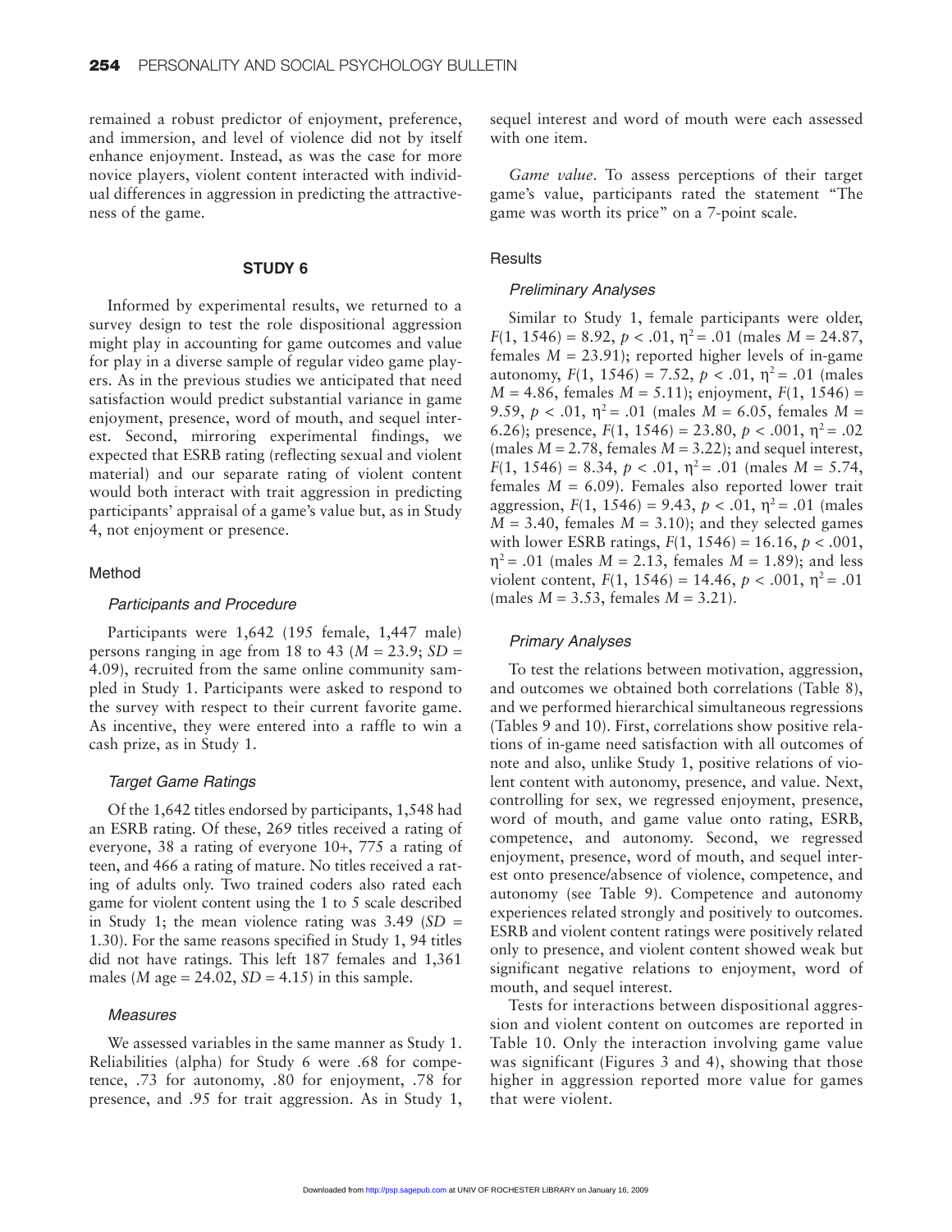remained a robust predictor of enjoyment, preference, and immersion, and level of violence did not by itself enhance enjoyment. Instead, as was the case for more novice players, violent content interacted with individual differences in aggression in predicting the attractiveness of the game.

## STUDY 6

Informed by experimental results, we returned to a survey design to test the role dispositional aggression might play in accounting for game outcomes and value for play in a diverse sample of regular video game players. As in the previous studies we anticipated that need satisfaction would predict substantial variance in game enjoyment, presence, word of mouth, and sequel interest. Second, mirroring experimental findings, we expected that ESRB rating (reflecting sexual and violent material) and our separate rating of violent content would both interact with trait aggression in predicting participants' appraisal of a game's value but, as in Study 4, not enjoyment or presence.

### Method

#### *Participants and Procedure*

Participants were 1,642 (195 female, 1,447 male) persons ranging in age from 18 to 43 ($M = 23.9$; $SD = 4.09$), recruited from the same online community sampled in Study 1. Participants were asked to respond to the survey with respect to their current favorite game. As incentive, they were entered into a raffle to win a cash prize, as in Study 1.

#### *Target Game Ratings*

Of the 1,642 titles endorsed by participants, 1,548 had an ESRB rating. Of these, 269 titles received a rating of everyone, 38 a rating of everyone 10+, 775 a rating of teen, and 466 a rating of mature. No titles received a rating of adults only. Two trained coders also rated each game for violent content using the 1 to 5 scale described in Study 1; the mean violence rating was 3.49 ($SD = 1.30$). For the same reasons specified in Study 1, 94 titles did not have ratings. This left 187 females and 1,361 males ($M$ age = 24.02, $SD = 4.15$) in this sample.

#### *Measures*

We assessed variables in the same manner as Study 1. Reliabilities (alpha) for Study 6 were .68 for competence, .73 for autonomy, .80 for enjoyment, .78 for presence, and .95 for trait aggression. As in Study 1, sequel interest and word of mouth were each assessed with one item.

*Game value*. To assess perceptions of their target game's value, participants rated the statement "The game was worth its price" on a 7-point scale.

### Results

#### *Preliminary Analyses*

Similar to Study 1, female participants were older, $F(1, 1546) = 8.92$, $p < .01$, $\eta^2 = .01$ (males $M = 24.87$, females $M = 23.91$); reported higher levels of in-game autonomy, $F(1, 1546) = 7.52$, $p < .01$, $\eta^2 = .01$ (males $M = 4.86$, females $M = 5.11$); enjoyment, $F(1, 1546) = 9.59$, $p < .01$, $\eta^2 = .01$ (males $M = 6.05$, females $M = 6.26$); presence, $F(1, 1546) = 23.80$, $p < .001$, $\eta^2 = .02$ (males $M = 2.78$, females $M = 3.22$); and sequel interest, $F(1, 1546) = 8.34$, $p < .01$, $\eta^2 = .01$ (males $M = 5.74$, females $M = 6.09$). Females also reported lower trait aggression, $F(1, 1546) = 9.43$, $p < .01$, $\eta^2 = .01$ (males $M = 3.40$, females $M = 3.10$); and they selected games with lower ESRB ratings, $F(1, 1546) = 16.16$, $p < .001$, $\eta^2 = .01$ (males $M = 2.13$, females $M = 1.89$); and less violent content, $F(1, 1546) = 14.46$, $p < .001$, $\eta^2 = .01$ (males $M = 3.53$, females $M = 3.21$).

#### *Primary Analyses*

To test the relations between motivation, aggression, and outcomes we obtained both correlations (Table 8), and we performed hierarchical simultaneous regressions (Tables 9 and 10). First, correlations show positive relations of in-game need satisfaction with all outcomes of note and also, unlike Study 1, positive relations of violent content with autonomy, presence, and value. Next, controlling for sex, we regressed enjoyment, presence, word of mouth, and game value onto rating, ESRB, competence, and autonomy. Second, we regressed enjoyment, presence, word of mouth, and sequel interest onto presence/absence of violence, competence, and autonomy (see Table 9). Competence and autonomy experiences related strongly and positively to outcomes. ESRB and violent content ratings were positively related only to presence, and violent content showed weak but significant negative relations to enjoyment, word of mouth, and sequel interest.

Tests for interactions between dispositional aggression and violent content on outcomes are reported in Table 10. Only the interaction involving game value was significant (Figures 3 and 4), showing that those higher in aggression reported more value for games that were violent.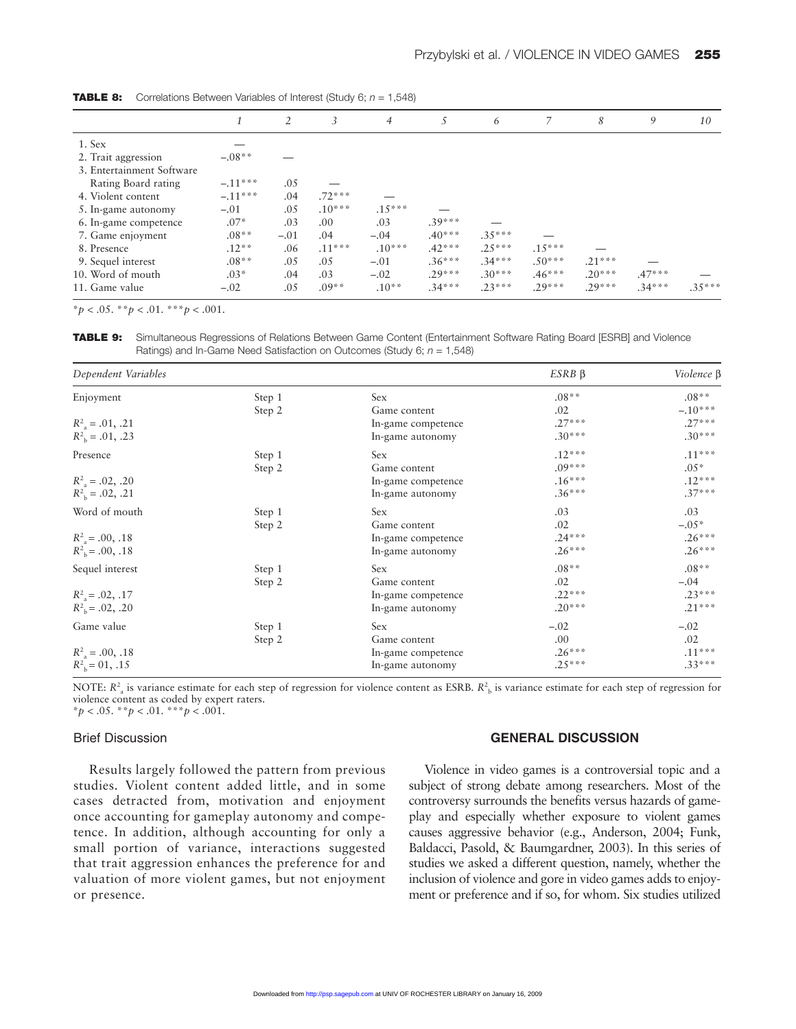**TABLE 8:** Correlations Between Variables of Interest (Study 6; $n$ = 1,548)

| | 1 | 2 | 3 | 4 | 5 | 6 | 7 | 8 | 9 | 10 |
|---|---|---|---|---|---|---|---|---|---|---|
| 1. Sex | — | | | | | | | | | |
| 2. Trait aggression | −.08** | — | | | | | | | | |
| 3. Entertainment Software Rating Board rating | −.11*** | .05 | — | | | | | | | |
| 4. Violent content | −.11*** | .04 | .72*** | — | | | | | | |
| 5. In-game autonomy | −.01 | .05 | .10*** | .15*** | — | | | | | |
| 6. In-game competence | .07* | .03 | .00 | .03 | .39*** | — | | | | |
| 7. Game enjoyment | .08** | −.01 | .04 | −.04 | .40*** | .35*** | — | | | |
| 8. Presence | .12** | .06 | .11*** | .10*** | .42*** | .25*** | .15*** | — | | |
| 9. Sequel interest | .08** | .05 | .05 | −.01 | .36*** | .34*** | .50*** | .21*** | — | |
| 10. Word of mouth | .03* | .04 | .03 | −.02 | .29*** | .30*** | .46*** | .20*** | .47*** | — |
| 11. Game value | −.02 | .05 | .09** | .10** | .34*** | .23*** | .29*** | .29*** | .34*** | .35*** |

*$p < .05$. **$p < .01$. ***$p < .001$.

**TABLE 9:** Simultaneous Regressions of Relations Between Game Content (Entertainment Software Rating Board [ESRB] and Violence Ratings) and In-Game Need Satisfaction on Outcomes (Study 6; $n$ = 1,548)

| *Dependent Variables* | | | *ESRB β* | *Violence β* |
|---|---|---|---|---|
| Enjoyment | Step 1 | Sex | .08** | .08** |
| | Step 2 | Game content | .02 | −.10*** |
| $R^2_a$ = .01, .21 | | In-game competence | .27*** | .27*** |
| $R^2_b$ = .01, .23 | | In-game autonomy | .30*** | .30*** |
| Presence | Step 1 | Sex | .12*** | .11*** |
| | Step 2 | Game content | .09*** | .05* |
| $R^2_a$ = .02, .20 | | In-game competence | .16*** | .12*** |
| $R^2_b$ = .02, .21 | | In-game autonomy | .36*** | .37*** |
| Word of mouth | Step 1 | Sex | .03 | .03 |
| | Step 2 | Game content | .02 | −.05* |
| $R^2_a$ = .00, .18 | | In-game competence | .24*** | .26*** |
| $R^2_b$ = .00, .18 | | In-game autonomy | .26*** | .26*** |
| Sequel interest | Step 1 | Sex | .08** | .08** |
| | Step 2 | Game content | .02 | −.04 |
| $R^2_a$ = .02, .17 | | In-game competence | .22*** | .23*** |
| $R^2_b$ = .02, .20 | | In-game autonomy | .20*** | .21*** |
| Game value | Step 1 | Sex | −.02 | −.02 |
| | Step 2 | Game content | .00 | .02 |
| $R^2_a$ = .00, .18 | | In-game competence | .26*** | .11*** |
| $R^2_b$ = 01, .15 | | In-game autonomy | .25*** | .33*** |

NOTE: $R^2_a$ is variance estimate for each step of regression for violence content as ESRB. $R^2_b$ is variance estimate for each step of regression for violence content as coded by expert raters.
*$p < .05$. **$p < .01$. ***$p < .001$.

### Brief Discussion

Results largely followed the pattern from previous studies. Violent content added little, and in some cases detracted from, motivation and enjoyment once accounting for gameplay autonomy and competence. In addition, although accounting for only a small portion of variance, interactions suggested that trait aggression enhances the preference for and valuation of more violent games, but not enjoyment or presence.

## GENERAL DISCUSSION

Violence in video games is a controversial topic and a subject of strong debate among researchers. Most of the controversy surrounds the benefits versus hazards of gameplay and especially whether exposure to violent games causes aggressive behavior (e.g., Anderson, 2004; Funk, Baldacci, Pasold, & Baumgardner, 2003). In this series of studies we asked a different question, namely, whether the inclusion of violence and gore in video games adds to enjoyment or preference and if so, for whom. Six studies utilized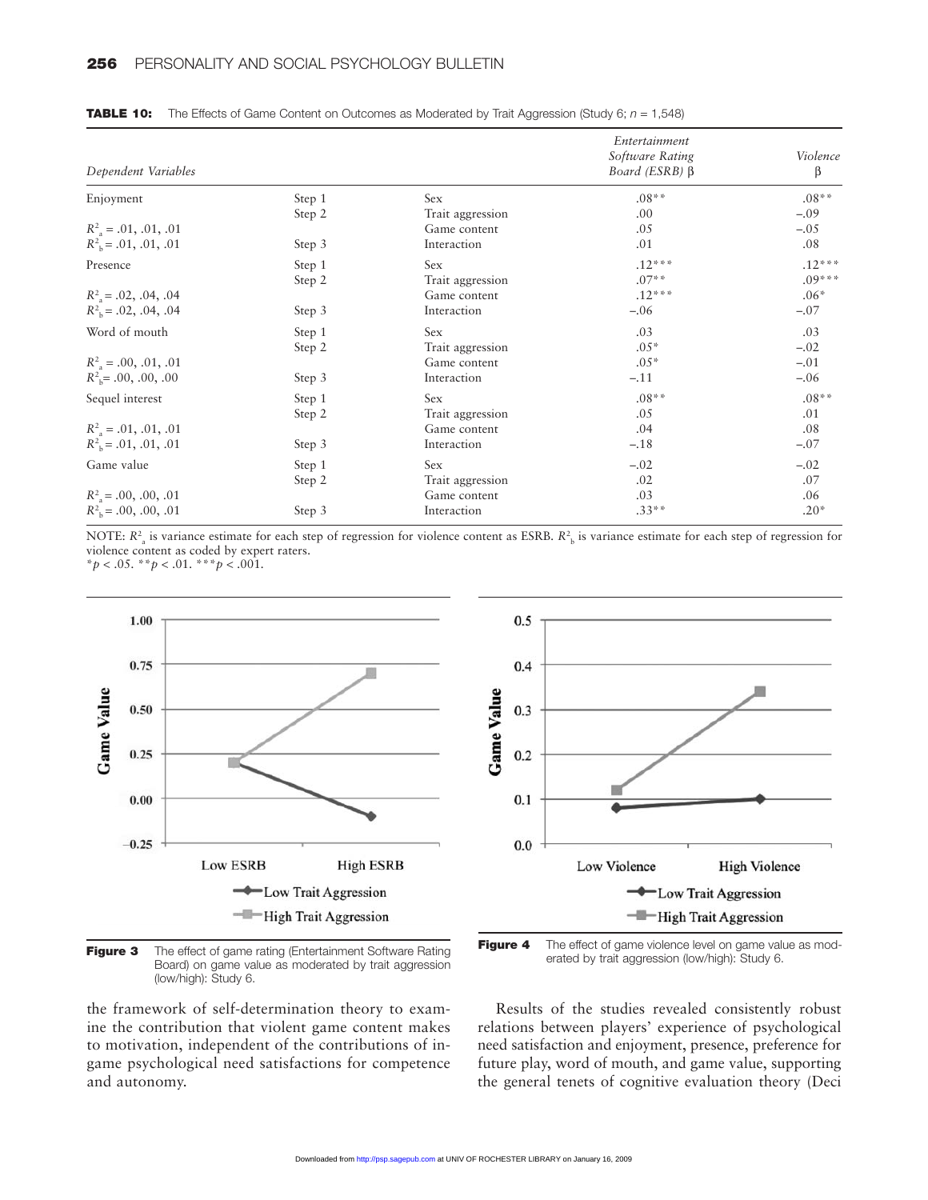**TABLE 10:** The Effects of Game Content on Outcomes as Moderated by Trait Aggression (Study 6; *n* = 1,548)

| *Dependent Variables* | | | *Entertainment Software Rating Board (ESRB)* β | *Violence* β |
|---|---|---|---|---|
| Enjoyment | Step 1 | Sex | .08** | .08** |
| | Step 2 | Trait aggression | .00 | −.09 |
| $R^2_a$ = .01, .01, .01 | | Game content | .05 | −.05 |
| $R^2_b$ = .01, .01, .01 | Step 3 | Interaction | .01 | .08 |
| Presence | Step 1 | Sex | .12*** | .12*** |
| | Step 2 | Trait aggression | .07** | .09*** |
| $R^2_a$ = .02, .04, .04 | | Game content | .12*** | .06* |
| $R^2_b$ = .02, .04, .04 | Step 3 | Interaction | −.06 | −.07 |
| Word of mouth | Step 1 | Sex | .03 | .03 |
| | Step 2 | Trait aggression | .05* | −.02 |
| $R^2_a$ = .00, .01, .01 | | Game content | .05* | −.01 |
| $R^2_b$ = .00, .00, .00 | Step 3 | Interaction | −.11 | −.06 |
| Sequel interest | Step 1 | Sex | .08** | .08** |
| | Step 2 | Trait aggression | .05 | .01 |
| $R^2_a$ = .01, .01, .01 | | Game content | .04 | .08 |
| $R^2_b$ = .01, .01, .01 | Step 3 | Interaction | −.18 | −.07 |
| Game value | Step 1 | Sex | −.02 | −.02 |
| | Step 2 | Trait aggression | .02 | .07 |
| $R^2_a$ = .00, .00, .01 | | Game content | .03 | .06 |
| $R^2_b$ = .00, .00, .01 | Step 3 | Interaction | .33** | .20* |

NOTE: $R^2_a$ is variance estimate for each step of regression for violence content as ESRB. $R^2_b$ is variance estimate for each step of regression for violence content as coded by expert raters.
*$p < .05$. **$p < .01$. ***$p < .001$.

**Figure 3** The effect of game rating (Entertainment Software Rating Board) on game value as moderated by trait aggression (low/high): Study 6.

**Figure 4** The effect of game violence level on game value as moderated by trait aggression (low/high): Study 6.

the framework of self-determination theory to examine the contribution that violent game content makes to motivation, independent of the contributions of in-game psychological need satisfactions for competence and autonomy.

Results of the studies revealed consistently robust relations between players' experience of psychological need satisfaction and enjoyment, presence, preference for future play, word of mouth, and game value, supporting the general tenets of cognitive evaluation theory (Deci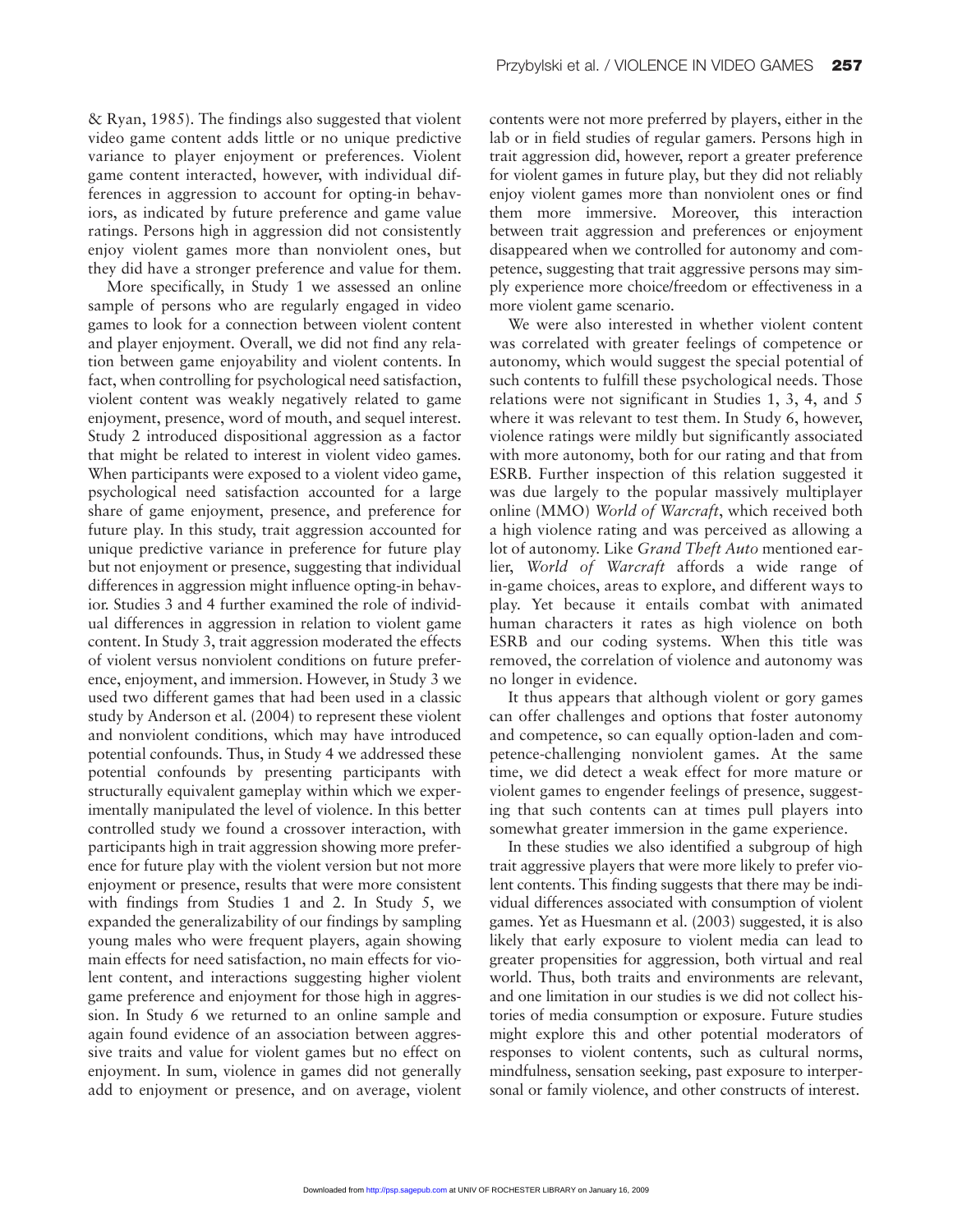& Ryan, 1985). The findings also suggested that violent video game content adds little or no unique predictive variance to player enjoyment or preferences. Violent game content interacted, however, with individual differences in aggression to account for opting-in behaviors, as indicated by future preference and game value ratings. Persons high in aggression did not consistently enjoy violent games more than nonviolent ones, but they did have a stronger preference and value for them.

More specifically, in Study 1 we assessed an online sample of persons who are regularly engaged in video games to look for a connection between violent content and player enjoyment. Overall, we did not find any relation between game enjoyability and violent contents. In fact, when controlling for psychological need satisfaction, violent content was weakly negatively related to game enjoyment, presence, word of mouth, and sequel interest. Study 2 introduced dispositional aggression as a factor that might be related to interest in violent video games. When participants were exposed to a violent video game, psychological need satisfaction accounted for a large share of game enjoyment, presence, and preference for future play. In this study, trait aggression accounted for unique predictive variance in preference for future play but not enjoyment or presence, suggesting that individual differences in aggression might influence opting-in behavior. Studies 3 and 4 further examined the role of individual differences in aggression in relation to violent game content. In Study 3, trait aggression moderated the effects of violent versus nonviolent conditions on future preference, enjoyment, and immersion. However, in Study 3 we used two different games that had been used in a classic study by Anderson et al. (2004) to represent these violent and nonviolent conditions, which may have introduced potential confounds. Thus, in Study 4 we addressed these potential confounds by presenting participants with structurally equivalent gameplay within which we experimentally manipulated the level of violence. In this better controlled study we found a crossover interaction, with participants high in trait aggression showing more preference for future play with the violent version but not more enjoyment or presence, results that were more consistent with findings from Studies 1 and 2. In Study 5, we expanded the generalizability of our findings by sampling young males who were frequent players, again showing main effects for need satisfaction, no main effects for violent content, and interactions suggesting higher violent game preference and enjoyment for those high in aggression. In Study 6 we returned to an online sample and again found evidence of an association between aggressive traits and value for violent games but no effect on enjoyment. In sum, violence in games did not generally add to enjoyment or presence, and on average, violent contents were not more preferred by players, either in the lab or in field studies of regular gamers. Persons high in trait aggression did, however, report a greater preference for violent games in future play, but they did not reliably enjoy violent games more than nonviolent ones or find them more immersive. Moreover, this interaction between trait aggression and preferences or enjoyment disappeared when we controlled for autonomy and competence, suggesting that trait aggressive persons may simply experience more choice/freedom or effectiveness in a more violent game scenario.

We were also interested in whether violent content was correlated with greater feelings of competence or autonomy, which would suggest the special potential of such contents to fulfill these psychological needs. Those relations were not significant in Studies 1, 3, 4, and 5 where it was relevant to test them. In Study 6, however, violence ratings were mildly but significantly associated with more autonomy, both for our rating and that from ESRB. Further inspection of this relation suggested it was due largely to the popular massively multiplayer online (MMO) *World of Warcraft*, which received both a high violence rating and was perceived as allowing a lot of autonomy. Like *Grand Theft Auto* mentioned earlier, *World of Warcraft* affords a wide range of in-game choices, areas to explore, and different ways to play. Yet because it entails combat with animated human characters it rates as high violence on both ESRB and our coding systems. When this title was removed, the correlation of violence and autonomy was no longer in evidence.

It thus appears that although violent or gory games can offer challenges and options that foster autonomy and competence, so can equally option-laden and competence-challenging nonviolent games. At the same time, we did detect a weak effect for more mature or violent games to engender feelings of presence, suggesting that such contents can at times pull players into somewhat greater immersion in the game experience.

In these studies we also identified a subgroup of high trait aggressive players that were more likely to prefer violent contents. This finding suggests that there may be individual differences associated with consumption of violent games. Yet as Huesmann et al. (2003) suggested, it is also likely that early exposure to violent media can lead to greater propensities for aggression, both virtual and real world. Thus, both traits and environments are relevant, and one limitation in our studies is we did not collect histories of media consumption or exposure. Future studies might explore this and other potential moderators of responses to violent contents, such as cultural norms, mindfulness, sensation seeking, past exposure to interpersonal or family violence, and other constructs of interest.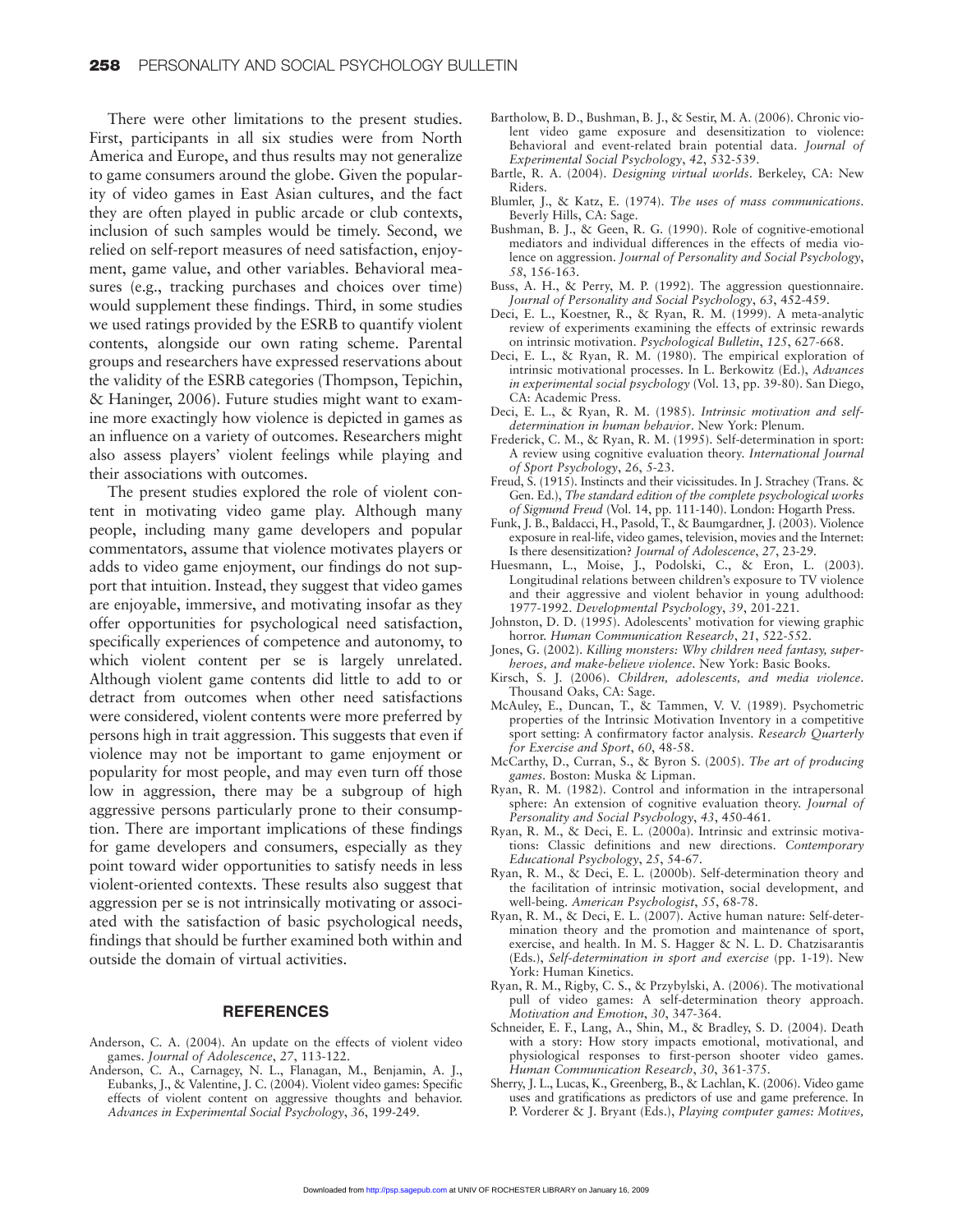There were other limitations to the present studies. First, participants in all six studies were from North America and Europe, and thus results may not generalize to game consumers around the globe. Given the popularity of video games in East Asian cultures, and the fact they are often played in public arcade or club contexts, inclusion of such samples would be timely. Second, we relied on self-report measures of need satisfaction, enjoyment, game value, and other variables. Behavioral measures (e.g., tracking purchases and choices over time) would supplement these findings. Third, in some studies we used ratings provided by the ESRB to quantify violent contents, alongside our own rating scheme. Parental groups and researchers have expressed reservations about the validity of the ESRB categories (Thompson, Tepichin, & Haninger, 2006). Future studies might want to examine more exactingly how violence is depicted in games as an influence on a variety of outcomes. Researchers might also assess players' violent feelings while playing and their associations with outcomes.

The present studies explored the role of violent content in motivating video game play. Although many people, including many game developers and popular commentators, assume that violence motivates players or adds to video game enjoyment, our findings do not support that intuition. Instead, they suggest that video games are enjoyable, immersive, and motivating insofar as they offer opportunities for psychological need satisfaction, specifically experiences of competence and autonomy, to which violent content per se is largely unrelated. Although violent game contents did little to add to or detract from outcomes when other need satisfactions were considered, violent contents were more preferred by persons high in trait aggression. This suggests that even if violence may not be important to game enjoyment or popularity for most people, and may even turn off those low in aggression, there may be a subgroup of high aggressive persons particularly prone to their consumption. There are important implications of these findings for game developers and consumers, especially as they point toward wider opportunities to satisfy needs in less violent-oriented contexts. These results also suggest that aggression per se is not intrinsically motivating or associated with the satisfaction of basic psychological needs, findings that should be further examined both within and outside the domain of virtual activities.

## REFERENCES

Anderson, C. A. (2004). An update on the effects of violent video games. *Journal of Adolescence*, *27*, 113-122.

Anderson, C. A., Carnagey, N. L., Flanagan, M., Benjamin, A. J., Eubanks, J., & Valentine, J. C. (2004). Violent video games: Specific effects of violent content on aggressive thoughts and behavior. *Advances in Experimental Social Psychology*, *36*, 199-249.

Bartholow, B. D., Bushman, B. J., & Sestir, M. A. (2006). Chronic violent video game exposure and desensitization to violence: Behavioral and event-related brain potential data. *Journal of Experimental Social Psychology*, *42*, 532-539.

Bartle, R. A. (2004). *Designing virtual worlds*. Berkeley, CA: New Riders.

Blumler, J., & Katz, E. (1974). *The uses of mass communications*. Beverly Hills, CA: Sage.

Bushman, B. J., & Geen, R. G. (1990). Role of cognitive-emotional mediators and individual differences in the effects of media violence on aggression. *Journal of Personality and Social Psychology*, *58*, 156-163.

Buss, A. H., & Perry, M. P. (1992). The aggression questionnaire. *Journal of Personality and Social Psychology*, *63*, 452-459.

Deci, E. L., Koestner, R., & Ryan, R. M. (1999). A meta-analytic review of experiments examining the effects of extrinsic rewards on intrinsic motivation. *Psychological Bulletin*, *125*, 627-668.

Deci, E. L., & Ryan, R. M. (1980). The empirical exploration of intrinsic motivational processes. In L. Berkowitz (Ed.), *Advances in experimental social psychology* (Vol. 13, pp. 39-80). San Diego, CA: Academic Press.

Deci, E. L., & Ryan, R. M. (1985). *Intrinsic motivation and self-determination in human behavior*. New York: Plenum.

Frederick, C. M., & Ryan, R. M. (1995). Self-determination in sport: A review using cognitive evaluation theory. *International Journal of Sport Psychology*, *26*, 5-23.

Freud, S. (1915). Instincts and their vicissitudes. In J. Strachey (Trans. & Gen. Ed.), *The standard edition of the complete psychological works of Sigmund Freud* (Vol. 14, pp. 111-140). London: Hogarth Press.

Funk, J. B., Baldacci, H., Pasold, T., & Baumgardner, J. (2003). Violence exposure in real-life, video games, television, movies and the Internet: Is there desensitization? *Journal of Adolescence*, *27*, 23-29.

Huesmann, L., Moise, J., Podolski, C., & Eron, L. (2003). Longitudinal relations between children's exposure to TV violence and their aggressive and violent behavior in young adulthood: 1977-1992. *Developmental Psychology*, *39*, 201-221.

Johnston, D. D. (1995). Adolescents' motivation for viewing graphic horror. *Human Communication Research*, *21*, 522-552.

Jones, G. (2002). *Killing monsters: Why children need fantasy, superheroes, and make-believe violence*. New York: Basic Books.

Kirsch, S. J. (2006). *Children, adolescents, and media violence*. Thousand Oaks, CA: Sage.

McAuley, E., Duncan, T., & Tammen, V. V. (1989). Psychometric properties of the Intrinsic Motivation Inventory in a competitive sport setting: A confirmatory factor analysis. *Research Quarterly for Exercise and Sport*, *60*, 48-58.

McCarthy, D., Curran, S., & Byron S. (2005). *The art of producing games*. Boston: Muska & Lipman.

Ryan, R. M. (1982). Control and information in the intrapersonal sphere: An extension of cognitive evaluation theory. *Journal of Personality and Social Psychology*, *43*, 450-461.

Ryan, R. M., & Deci, E. L. (2000a). Intrinsic and extrinsic motivations: Classic definitions and new directions. *Contemporary Educational Psychology*, *25*, 54-67.

Ryan, R. M., & Deci, E. L. (2000b). Self-determination theory and the facilitation of intrinsic motivation, social development, and well-being. *American Psychologist*, *55*, 68-78.

Ryan, R. M., & Deci, E. L. (2007). Active human nature: Self-determination theory and the promotion and maintenance of sport, exercise, and health. In M. S. Hagger & N. L. D. Chatzisarantis (Eds.), *Self-determination in sport and exercise* (pp. 1-19). New York: Human Kinetics.

Ryan, R. M., Rigby, C. S., & Przybylski, A. (2006). The motivational pull of video games: A self-determination theory approach. *Motivation and Emotion*, *30*, 347-364.

Schneider, E. F., Lang, A., Shin, M., & Bradley, S. D. (2004). Death with a story: How story impacts emotional, motivational, and physiological responses to first-person shooter video games. *Human Communication Research*, *30*, 361-375.

Sherry, J. L., Lucas, K., Greenberg, B., & Lachlan, K. (2006). Video game uses and gratifications as predictors of use and game preference. In P. Vorderer & J. Bryant (Eds.), *Playing computer games: Motives,*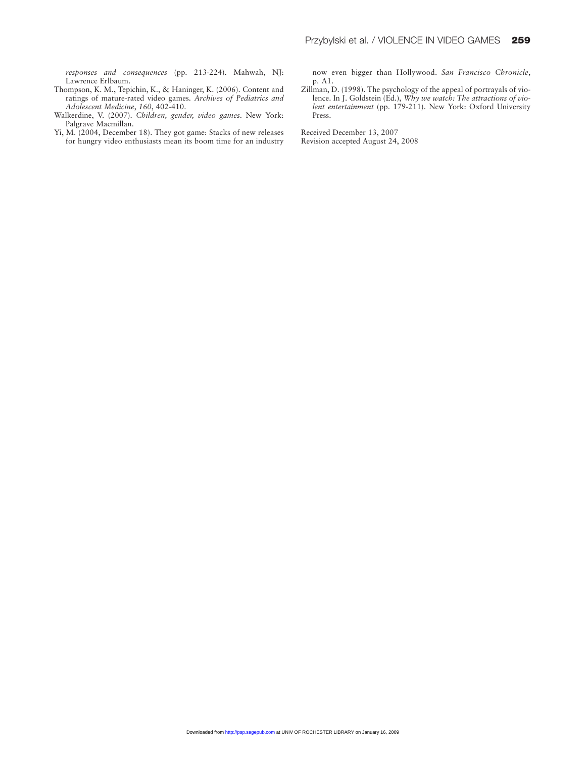*responses and consequences* (pp. 213-224). Mahwah, NJ: Lawrence Erlbaum.

Thompson, K. M., Tepichin, K., & Haninger, K. (2006). Content and ratings of mature-rated video games. *Archives of Pediatrics and Adolescent Medicine*, *160*, 402-410.

Walkerdine, V. (2007). *Children, gender, video games*. New York: Palgrave Macmillan.

Yi, M. (2004, December 18). They got game: Stacks of new releases for hungry video enthusiasts mean its boom time for an industry now even bigger than Hollywood. *San Francisco Chronicle*, p. A1.

Zillman, D. (1998). The psychology of the appeal of portrayals of violence. In J. Goldstein (Ed.), *Why we watch: The attractions of violent entertainment* (pp. 179-211). New York: Oxford University Press.

Received December 13, 2007
Revision accepted August 24, 2008